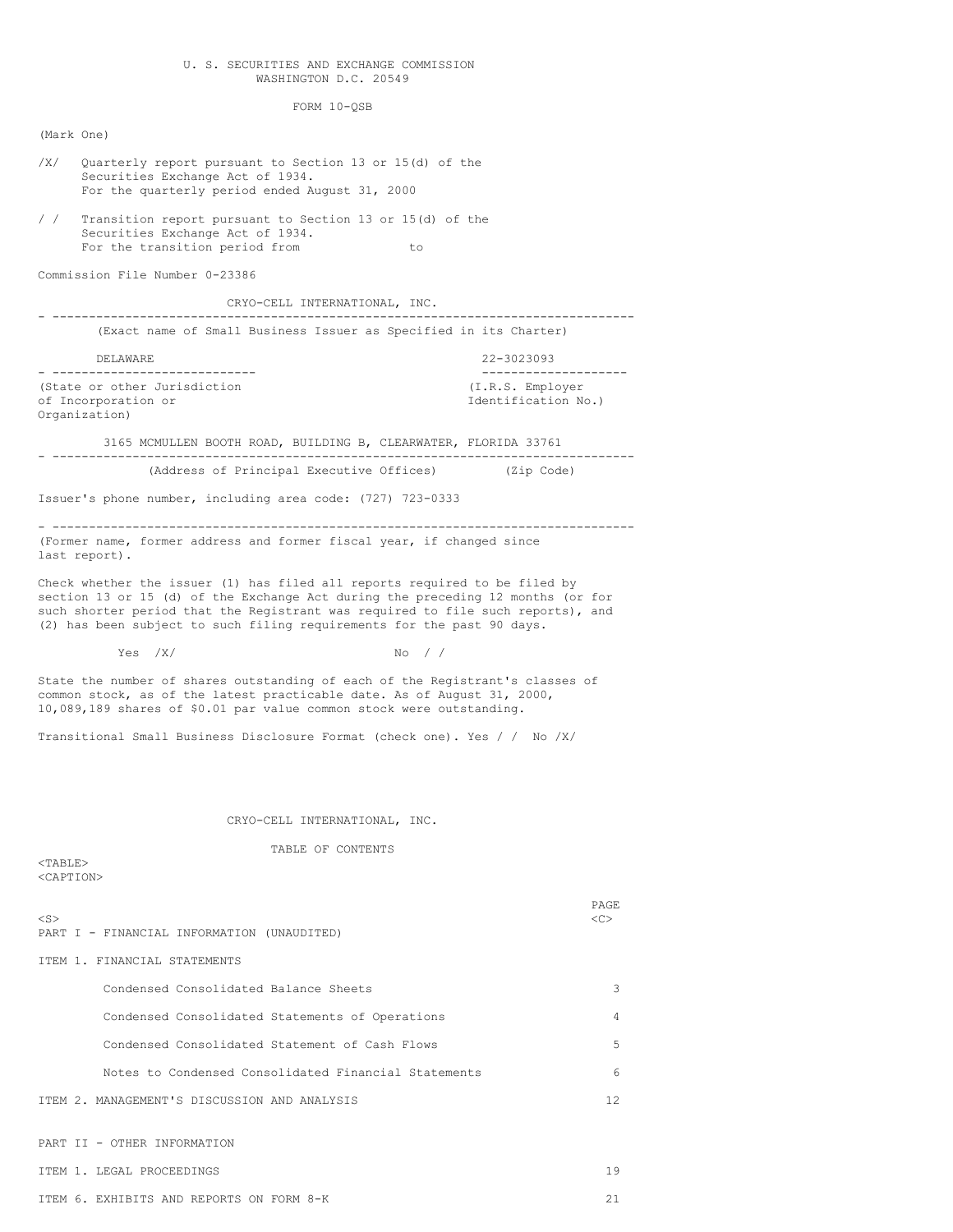U. S. SECURITIES AND EXCHANGE COMMISSION
WASHINGTON D.C. 20549

FORM 10-QSB

(Mark One)

/X/ Quarterly report pursuant to Section 13 or 15(d) of the Securities Exchange Act of 1934.
For the quarterly period ended August 31, 2000

/ / Transition report pursuant to Section 13 or 15(d) of the Securities Exchange Act of 1934.
For the transition period from to

Commission File Number 0-23386

CRYO-CELL INTERNATIONAL, INC.

(Exact name of Small Business Issuer as Specified in its Charter)

| DELAWARE | 22-3023093 |
|---|---|
| (State or other Jurisdiction of Incorporation or Organization) | (I.R.S. Employer Identification No.) |

3165 MCMULLEN BOOTH ROAD, BUILDING B, CLEARWATER, FLORIDA 33761

(Address of Principal Executive Offices) (Zip Code)

Issuer's phone number, including area code: (727) 723-0333

(Former name, former address and former fiscal year, if changed since last report).

Check whether the issuer (1) has filed all reports required to be filed by section 13 or 15 (d) of the Exchange Act during the preceding 12 months (or for such shorter period that the Registrant was required to file such reports), and (2) has been subject to such filing requirements for the past 90 days.

Yes /X/ No / /

State the number of shares outstanding of each of the Registrant's classes of common stock, as of the latest practicable date. As of August 31, 2000, 10,089,189 shares of $0.01 par value common stock were outstanding.

Transitional Small Business Disclosure Format (check one). Yes / / No /X/

CRYO-CELL INTERNATIONAL, INC.

TABLE OF CONTENTS

| | PAGE |
|---|---|
| PART I - FINANCIAL INFORMATION (UNAUDITED) | |
| ITEM 1. FINANCIAL STATEMENTS | |
| Condensed Consolidated Balance Sheets | 3 |
| Condensed Consolidated Statements of Operations | 4 |
| Condensed Consolidated Statement of Cash Flows | 5 |
| Notes to Condensed Consolidated Financial Statements | 6 |
| ITEM 2. MANAGEMENT'S DISCUSSION AND ANALYSIS | 12 |
| PART II - OTHER INFORMATION | |
| ITEM 1. LEGAL PROCEEDINGS | 19 |
| ITEM 6. EXHIBITS AND REPORTS ON FORM 8-K | 21 |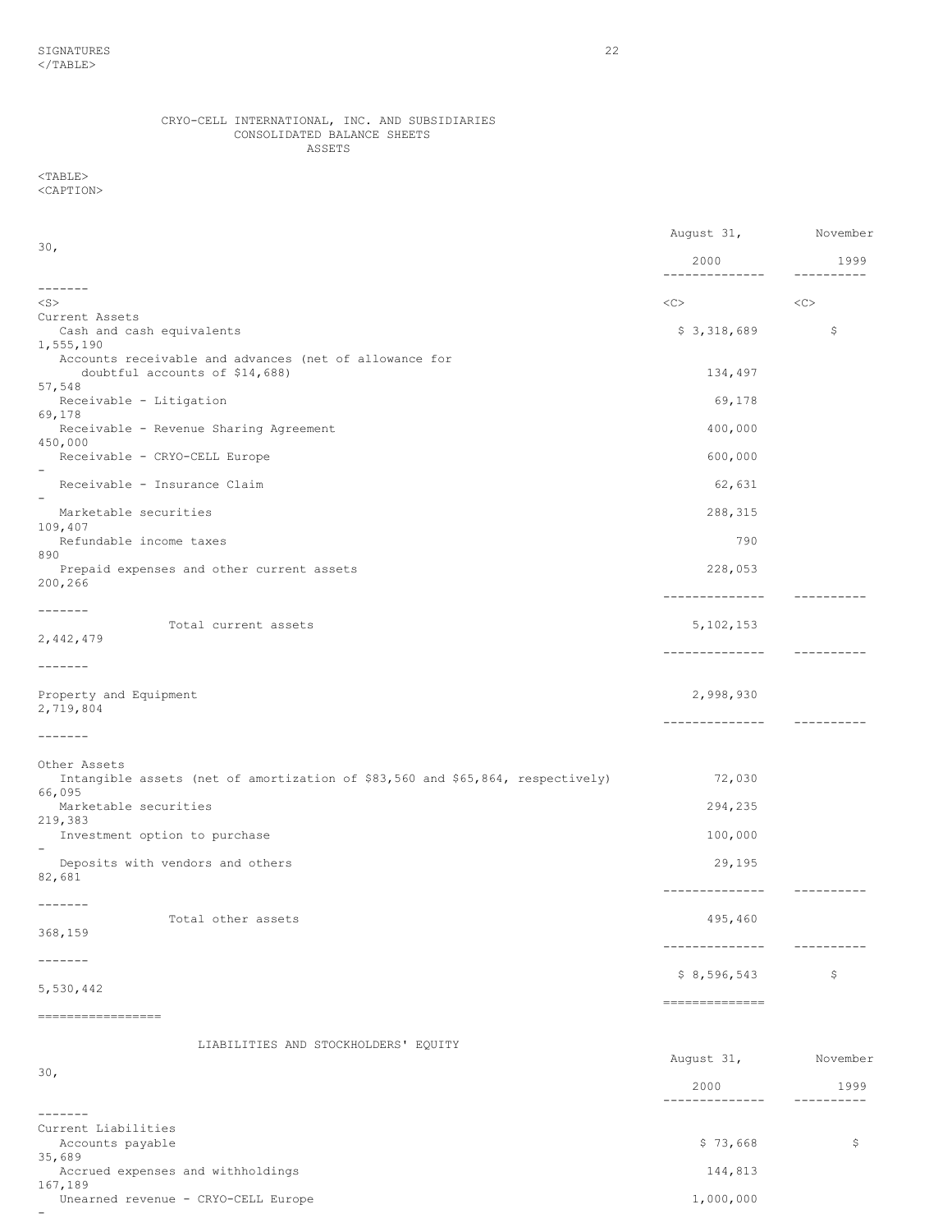SIGNATURES 22

CRYO-CELL INTERNATIONAL, INC. AND SUBSIDIARIES
CONSOLIDATED BALANCE SHEETS
ASSETS

| | August 31, 2000 | November 30, 1999 |
|---|---|---|
| **Current Assets** | | |
| Cash and cash equivalents | $ 3,318,689 | $ 1,555,190 |
| Accounts receivable and advances (net of allowance for doubtful accounts of $14,688) | 134,497 | 57,548 |
| Receivable - Litigation | 69,178 | 69,178 |
| Receivable - Revenue Sharing Agreement | 400,000 | 450,000 |
| Receivable - CRYO-CELL Europe | 600,000 | - |
| Receivable - Insurance Claim | 62,631 | - |
| Marketable securities | 288,315 | 109,407 |
| Refundable income taxes | 790 | 890 |
| Prepaid expenses and other current assets | 228,053 | 200,266 |
| Total current assets | 5,102,153 | 2,442,479 |
| Property and Equipment | 2,998,930 | 2,719,804 |
| **Other Assets** | | |
| Intangible assets (net of amortization of $83,560 and $65,864, respectively) | 72,030 | 66,095 |
| Marketable securities | 294,235 | 219,383 |
| Investment option to purchase | 100,000 | - |
| Deposits with vendors and others | 29,195 | 82,681 |
| Total other assets | 495,460 | 368,159 |
| | $ 8,596,543 | $ 5,530,442 |

LIABILITIES AND STOCKHOLDERS' EQUITY

| | August 31, 2000 | November 30, 1999 |
|---|---|---|
| **Current Liabilities** | | |
| Accounts payable | $ 73,668 | $ 35,689 |
| Accrued expenses and withholdings | 144,813 | 167,189 |
| Unearned revenue - CRYO-CELL Europe | 1,000,000 | - |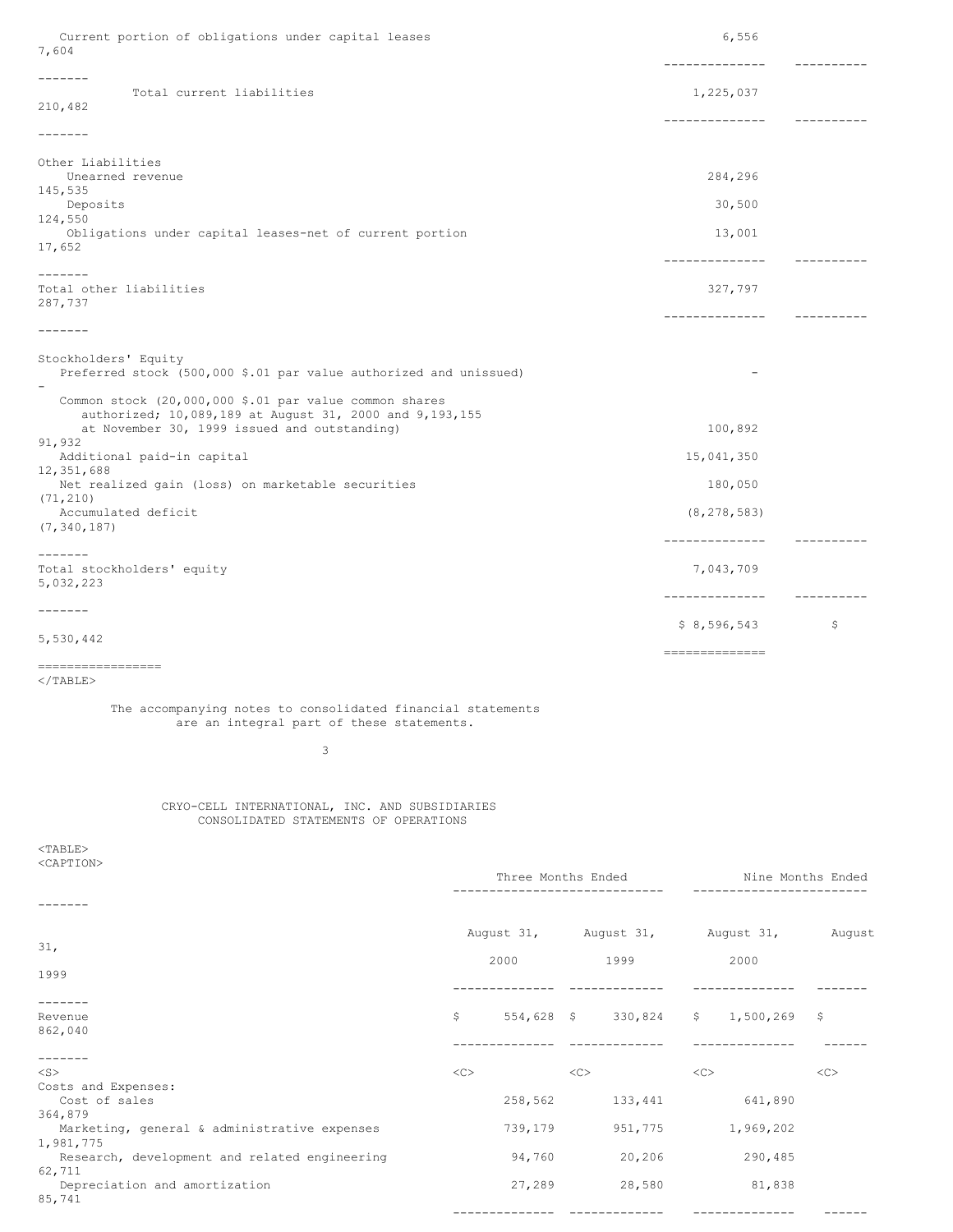| | | |
|---|---|---|
| Current portion of obligations under capital leases | 6,556 | 7,604 |
| Total current liabilities | 1,225,037 | 210,482 |
| **Other Liabilities** | | |
| Unearned revenue | 284,296 | 145,535 |
| Deposits | 30,500 | 124,550 |
| Obligations under capital leases-net of current portion | 13,001 | 17,652 |
| Total other liabilities | 327,797 | 287,737 |
| **Stockholders' Equity** | | |
| Preferred stock (500,000 $.01 par value authorized and unissued) | - | - |
| Common stock (20,000,000 $.01 par value common shares authorized; 10,089,189 at August 31, 2000 and 9,193,155 at November 30, 1999 issued and outstanding) | 100,892 | 91,932 |
| Additional paid-in capital | 15,041,350 | 12,351,688 |
| Net realized gain (loss) on marketable securities | 180,050 | (71,210) |
| Accumulated deficit | (8,278,583) | (7,340,187) |
| Total stockholders' equity | 7,043,709 | 5,032,223 |
| | $ 8,596,543 | $ 5,530,442 |

The accompanying notes to consolidated financial statements are an integral part of these statements.

CRYO-CELL INTERNATIONAL, INC. AND SUBSIDIARIES
CONSOLIDATED STATEMENTS OF OPERATIONS

| | Three Months Ended | | Nine Months Ended | |
|---|---|---|---|---|
| | August 31, 2000 | August 31, 1999 | August 31, 2000 | August 31, 1999 |
| Revenue | $ 554,628 | $ 330,824 | $ 1,500,269 | $ 862,040 |
| Costs and Expenses: | | | | |
| Cost of sales | 258,562 | 133,441 | 641,890 | 364,879 |
| Marketing, general & administrative expenses | 739,179 | 951,775 | 1,969,202 | 1,981,775 |
| Research, development and related engineering | 94,760 | 20,206 | 290,485 | 62,711 |
| Depreciation and amortization | 27,289 | 28,580 | 81,838 | 85,741 |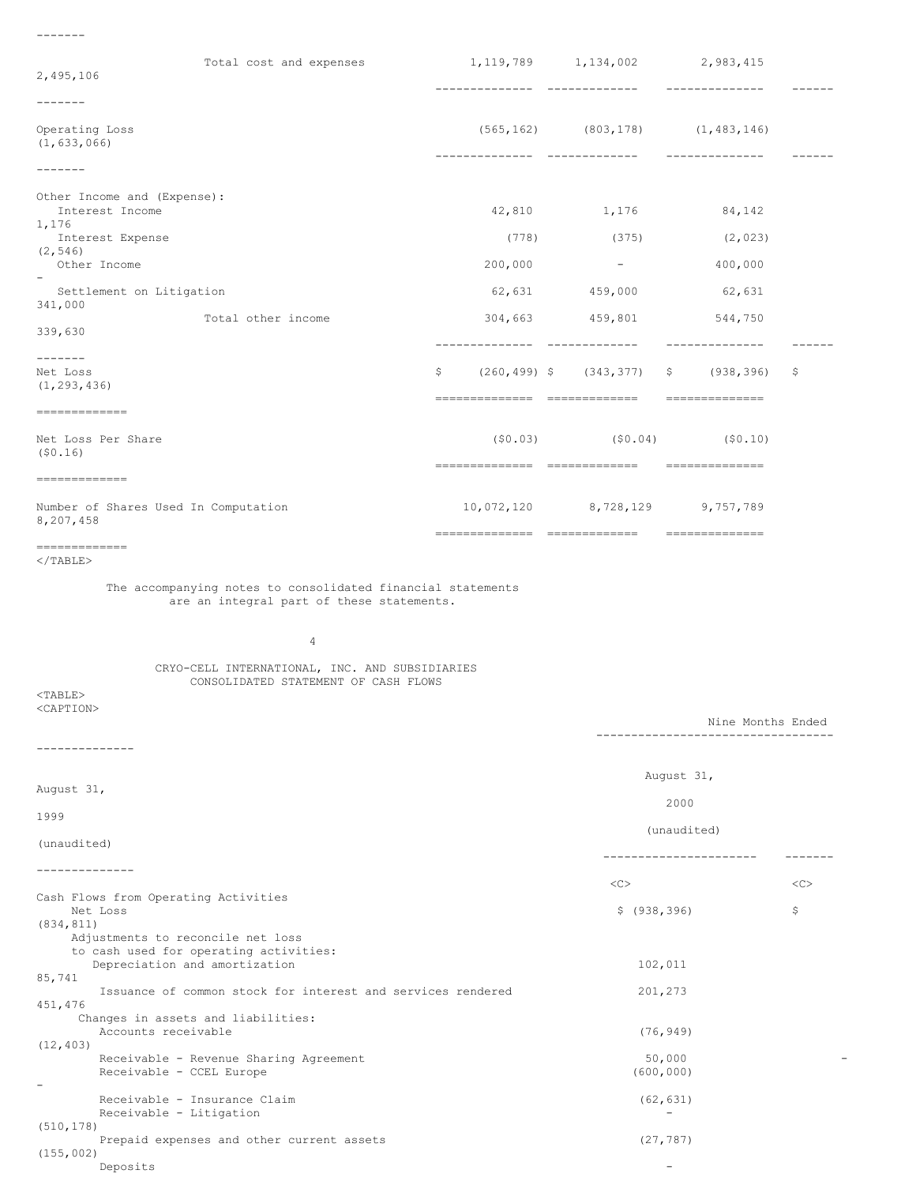| | | | | |
|---|---|---|---|---|
| Total cost and expenses | 1,119,789 | 1,134,002 | 2,983,415 | 2,495,106 |
| Operating Loss | (565,162) | (803,178) | (1,483,146) | (1,633,066) |
| Other Income and (Expense): | | | | |
| Interest Income | 42,810 | 1,176 | 84,142 | 1,176 |
| Interest Expense | (778) | (375) | (2,023) | (2,546) |
| Other Income | 200,000 | - | 400,000 | - |
| Settlement on Litigation | 62,631 | 459,000 | 62,631 | 341,000 |
| Total other income | 304,663 | 459,801 | 544,750 | 339,630 |
| Net Loss | $ (260,499) | $ (343,377) | $ (938,396) | $ (1,293,436) |
| Net Loss Per Share | ($0.03) | ($0.04) | ($0.10) | ($0.16) |
| Number of Shares Used In Computation | 10,072,120 | 8,728,129 | 9,757,789 | 8,207,458 |

The accompanying notes to consolidated financial statements are an integral part of these statements.

CRYO-CELL INTERNATIONAL, INC. AND SUBSIDIARIES
CONSOLIDATED STATEMENT OF CASH FLOWS

| | Nine Months Ended | |
|---|---|---|
| | August 31, 2000 (unaudited) | August 31, 1999 (unaudited) |
| Cash Flows from Operating Activities | | |
| Net Loss | $ (938,396) | $ (834,811) |
| Adjustments to reconcile net loss to cash used for operating activities: | | |
| Depreciation and amortization | 102,011 | 85,741 |
| Issuance of common stock for interest and services rendered | 201,273 | 451,476 |
| Changes in assets and liabilities: | | |
| Accounts receivable | (76,949) | (12,403) |
| Receivable - Revenue Sharing Agreement | 50,000 | - |
| Receivable - CCEL Europe | (600,000) | - |
| Receivable - Insurance Claim | (62,631) | |
| Receivable - Litigation | - | (510,178) |
| Prepaid expenses and other current assets | (27,787) | (155,002) |
| Deposits | - | |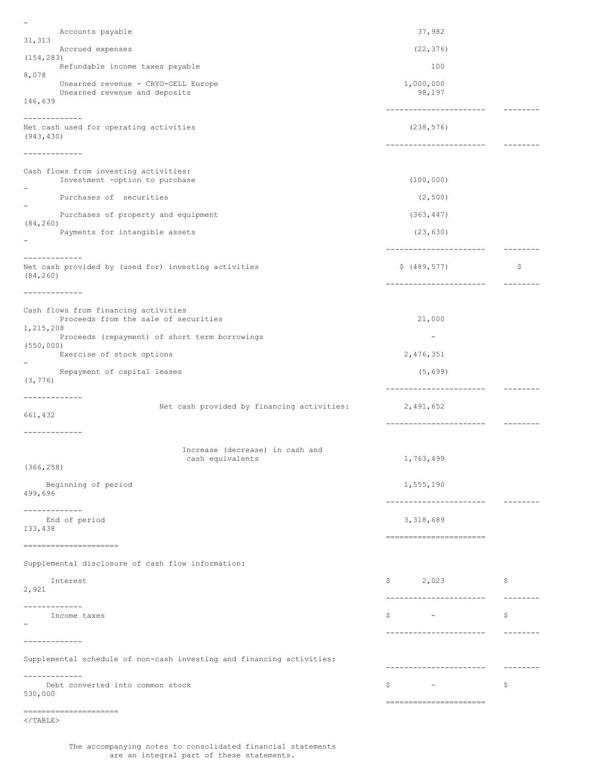| | | |
|---|---|---|
| | | - |
| Accounts payable | 37,982 | 31,313 |
| Accrued expenses | (22,376) | (154,283) |
| Refundable income taxes payable | 100 | 8,078 |
| Unearned revenue - CRYO-CELL Europe | 1,000,000 | |
| Unearned revenue and deposits | 98,197 | 146,639 |
| Net cash used for operating activities | (238,576) | (943,430) |
| **Cash flows from investing activities:** | | |
| Investment -option to purchase | (100,000) | - |
| Purchases of securities | (2,500) | - |
| Purchases of property and equipment | (363,447) | (84,260) |
| Payments for intangible assets | (23,630) | - |
| Net cash provided by (used for) investing activities | $ (489,577) | $ (84,260) |
| **Cash flows from financing activities** | | |
| Proceeds from the sale of securities | 21,000 | 1,215,208 |
| Proceeds (repayment) of short term borrowings | - | (550,000) |
| Exercise of stock options | 2,476,351 | - |
| Repayment of capital leases | (5,699) | (3,776) |
| Net cash provided by financing activities: | 2,491,652 | 661,432 |
| Increase (decrease) in cash and cash equivalents | 1,763,499 | (366,258) |
| Beginning of period | 1,555,190 | 499,696 |
| End of period | 3,318,689 | 133,438 |
| **Supplemental disclosure of cash flow information:** | | |
| Interest | $ 2,023 | $ 2,921 |
| Income taxes | $ - | $ - |
| **Supplemental schedule of non-cash investing and financing activities:** | | |
| Debt converted into common stock | $ - | $ 530,000 |

The accompanying notes to consolidated financial statements are an integral part of these statements.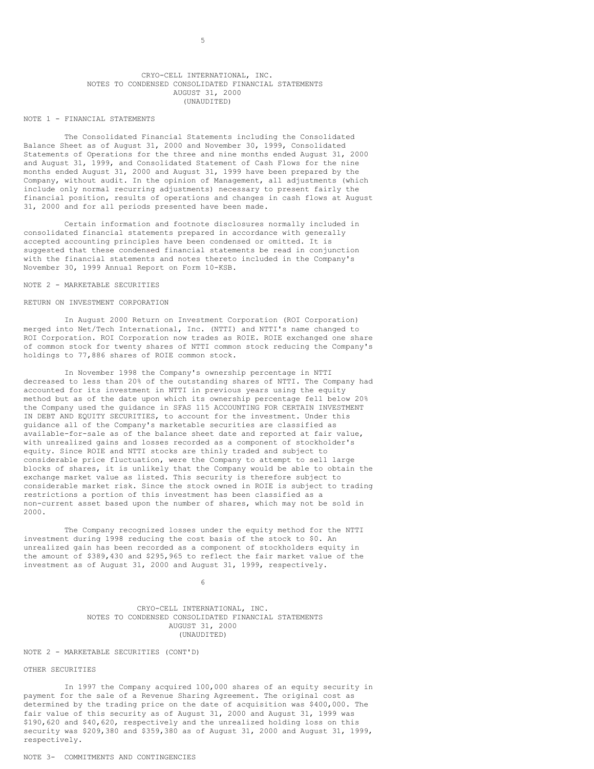CRYO-CELL INTERNATIONAL, INC.
NOTES TO CONDENSED CONSOLIDATED FINANCIAL STATEMENTS
AUGUST 31, 2000
(UNAUDITED)

NOTE 1 - FINANCIAL STATEMENTS

The Consolidated Financial Statements including the Consolidated Balance Sheet as of August 31, 2000 and November 30, 1999, Consolidated Statements of Operations for the three and nine months ended August 31, 2000 and August 31, 1999, and Consolidated Statement of Cash Flows for the nine months ended August 31, 2000 and August 31, 1999 have been prepared by the Company, without audit. In the opinion of Management, all adjustments (which include only normal recurring adjustments) necessary to present fairly the financial position, results of operations and changes in cash flows at August 31, 2000 and for all periods presented have been made.

Certain information and footnote disclosures normally included in consolidated financial statements prepared in accordance with generally accepted accounting principles have been condensed or omitted. It is suggested that these condensed financial statements be read in conjunction with the financial statements and notes thereto included in the Company's November 30, 1999 Annual Report on Form 10-KSB.

NOTE 2 - MARKETABLE SECURITIES

RETURN ON INVESTMENT CORPORATION

In August 2000 Return on Investment Corporation (ROI Corporation) merged into Net/Tech International, Inc. (NTTI) and NTTI's name changed to ROI Corporation. ROI Corporation now trades as ROIE. ROIE exchanged one share of common stock for twenty shares of NTTI common stock reducing the Company's holdings to 77,886 shares of ROIE common stock.

In November 1998 the Company's ownership percentage in NTTI decreased to less than 20% of the outstanding shares of NTTI. The Company had accounted for its investment in NTTI in previous years using the equity method but as of the date upon which its ownership percentage fell below 20% the Company used the guidance in SFAS 115 ACCOUNTING FOR CERTAIN INVESTMENT IN DEBT AND EQUITY SECURITIES, to account for the investment. Under this guidance all of the Company's marketable securities are classified as available-for-sale as of the balance sheet date and reported at fair value, with unrealized gains and losses recorded as a component of stockholder's equity. Since ROIE and NTTI stocks are thinly traded and subject to considerable price fluctuation, were the Company to attempt to sell large blocks of shares, it is unlikely that the Company would be able to obtain the exchange market value as listed. This security is therefore subject to considerable market risk. Since the stock owned in ROIE is subject to trading restrictions a portion of this investment has been classified as a non-current asset based upon the number of shares, which may not be sold in 2000.

The Company recognized losses under the equity method for the NTTI investment during 1998 reducing the cost basis of the stock to $0. An unrealized gain has been recorded as a component of stockholders equity in the amount of $389,430 and $295,965 to reflect the fair market value of the investment as of August 31, 2000 and August 31, 1999, respectively.

CRYO-CELL INTERNATIONAL, INC.
NOTES TO CONDENSED CONSOLIDATED FINANCIAL STATEMENTS
AUGUST 31, 2000
(UNAUDITED)

NOTE 2 - MARKETABLE SECURITIES (CONT'D)

OTHER SECURITIES

In 1997 the Company acquired 100,000 shares of an equity security in payment for the sale of a Revenue Sharing Agreement. The original cost as determined by the trading price on the date of acquisition was $400,000. The fair value of this security as of August 31, 2000 and August 31, 1999 was $190,620 and $40,620, respectively and the unrealized holding loss on this security was $209,380 and $359,380 as of August 31, 2000 and August 31, 1999, respectively.

NOTE 3- COMMITMENTS AND CONTINGENCIES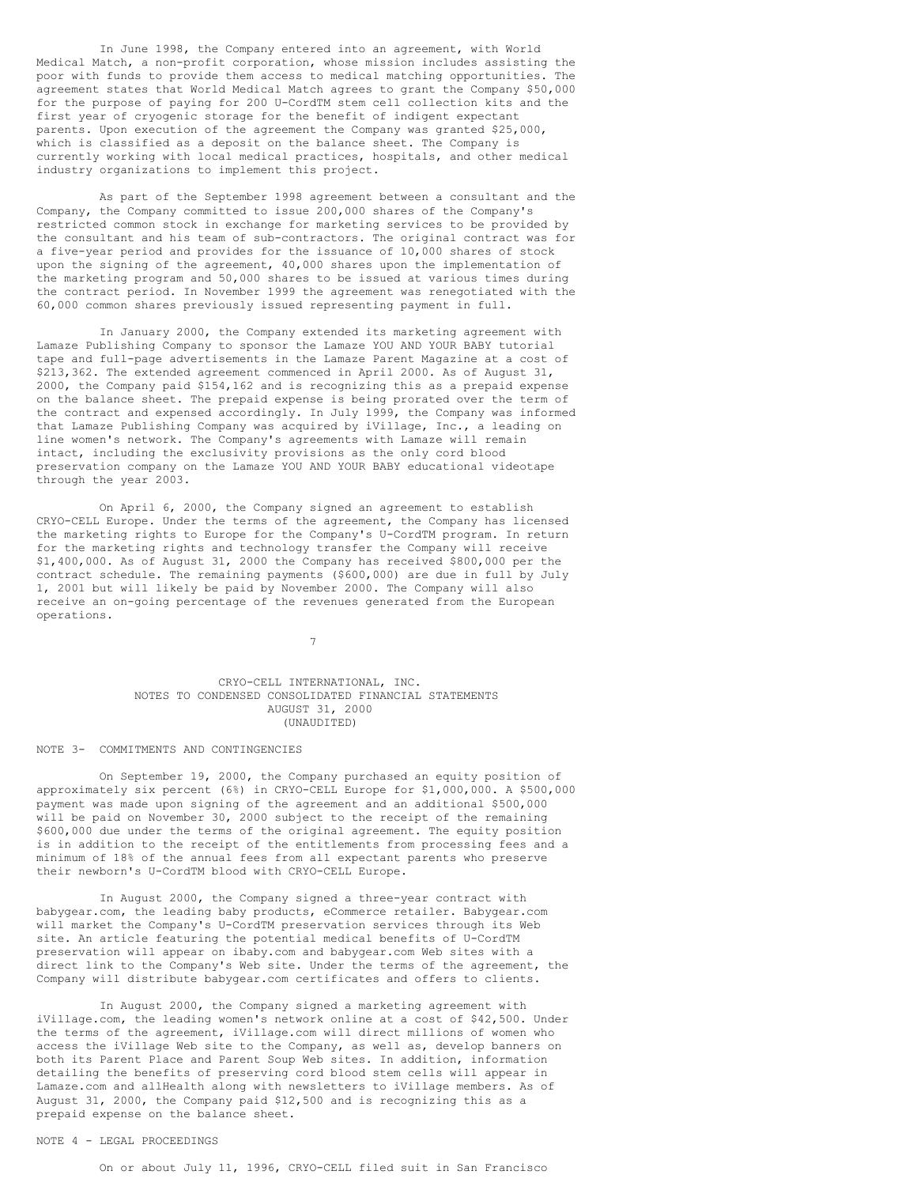In June 1998, the Company entered into an agreement, with World Medical Match, a non-profit corporation, whose mission includes assisting the poor with funds to provide them access to medical matching opportunities. The agreement states that World Medical Match agrees to grant the Company $50,000 for the purpose of paying for 200 U-CordTM stem cell collection kits and the first year of cryogenic storage for the benefit of indigent expectant parents. Upon execution of the agreement the Company was granted $25,000, which is classified as a deposit on the balance sheet. The Company is currently working with local medical practices, hospitals, and other medical industry organizations to implement this project.

As part of the September 1998 agreement between a consultant and the Company, the Company committed to issue 200,000 shares of the Company's restricted common stock in exchange for marketing services to be provided by the consultant and his team of sub-contractors. The original contract was for a five-year period and provides for the issuance of 10,000 shares of stock upon the signing of the agreement, 40,000 shares upon the implementation of the marketing program and 50,000 shares to be issued at various times during the contract period. In November 1999 the agreement was renegotiated with the 60,000 common shares previously issued representing payment in full.

In January 2000, the Company extended its marketing agreement with Lamaze Publishing Company to sponsor the Lamaze YOU AND YOUR BABY tutorial tape and full-page advertisements in the Lamaze Parent Magazine at a cost of $213,362. The extended agreement commenced in April 2000. As of August 31, 2000, the Company paid $154,162 and is recognizing this as a prepaid expense on the balance sheet. The prepaid expense is being prorated over the term of the contract and expensed accordingly. In July 1999, the Company was informed that Lamaze Publishing Company was acquired by iVillage, Inc., a leading on line women's network. The Company's agreements with Lamaze will remain intact, including the exclusivity provisions as the only cord blood preservation company on the Lamaze YOU AND YOUR BABY educational videotape through the year 2003.

On April 6, 2000, the Company signed an agreement to establish CRYO-CELL Europe. Under the terms of the agreement, the Company has licensed the marketing rights to Europe for the Company's U-CordTM program. In return for the marketing rights and technology transfer the Company will receive $1,400,000. As of August 31, 2000 the Company has received $800,000 per the contract schedule. The remaining payments ($600,000) are due in full by July 1, 2001 but will likely be paid by November 2000. The Company will also receive an on-going percentage of the revenues generated from the European operations.

CRYO-CELL INTERNATIONAL, INC.
NOTES TO CONDENSED CONSOLIDATED FINANCIAL STATEMENTS
AUGUST 31, 2000
(UNAUDITED)

NOTE 3- COMMITMENTS AND CONTINGENCIES

On September 19, 2000, the Company purchased an equity position of approximately six percent (6%) in CRYO-CELL Europe for $1,000,000. A $500,000 payment was made upon signing of the agreement and an additional $500,000 will be paid on November 30, 2000 subject to the receipt of the remaining $600,000 due under the terms of the original agreement. The equity position is in addition to the receipt of the entitlements from processing fees and a minimum of 18% of the annual fees from all expectant parents who preserve their newborn's U-CordTM blood with CRYO-CELL Europe.

In August 2000, the Company signed a three-year contract with babygear.com, the leading baby products, eCommerce retailer. Babygear.com will market the Company's U-CordTM preservation services through its Web site. An article featuring the potential medical benefits of U-CordTM preservation will appear on ibaby.com and babygear.com Web sites with a direct link to the Company's Web site. Under the terms of the agreement, the Company will distribute babygear.com certificates and offers to clients.

In August 2000, the Company signed a marketing agreement with iVillage.com, the leading women's network online at a cost of $42,500. Under the terms of the agreement, iVillage.com will direct millions of women who access the iVillage Web site to the Company, as well as, develop banners on both its Parent Place and Parent Soup Web sites. In addition, information detailing the benefits of preserving cord blood stem cells will appear in Lamaze.com and allHealth along with newsletters to iVillage members. As of August 31, 2000, the Company paid $12,500 and is recognizing this as a prepaid expense on the balance sheet.

NOTE 4 - LEGAL PROCEEDINGS

On or about July 11, 1996, CRYO-CELL filed suit in San Francisco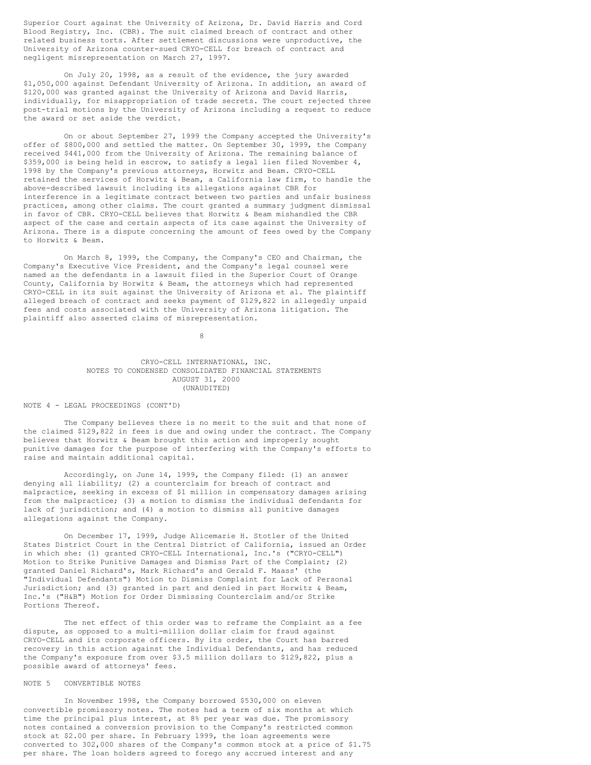Superior Court against the University of Arizona, Dr. David Harris and Cord Blood Registry, Inc. (CBR). The suit claimed breach of contract and other related business torts. After settlement discussions were unproductive, the University of Arizona counter-sued CRYO-CELL for breach of contract and negligent misrepresentation on March 27, 1997.

On July 20, 1998, as a result of the evidence, the jury awarded $1,050,000 against Defendant University of Arizona. In addition, an award of $120,000 was granted against the University of Arizona and David Harris, individually, for misappropriation of trade secrets. The court rejected three post-trial motions by the University of Arizona including a request to reduce the award or set aside the verdict.

On or about September 27, 1999 the Company accepted the University's offer of $800,000 and settled the matter. On September 30, 1999, the Company received $441,000 from the University of Arizona. The remaining balance of $359,000 is being held in escrow, to satisfy a legal lien filed November 4, 1998 by the Company's previous attorneys, Horwitz and Beam. CRYO-CELL retained the services of Horwitz & Beam, a California law firm, to handle the above-described lawsuit including its allegations against CBR for interference in a legitimate contract between two parties and unfair business practices, among other claims. The court granted a summary judgment dismissal in favor of CBR. CRYO-CELL believes that Horwitz & Beam mishandled the CBR aspect of the case and certain aspects of its case against the University of Arizona. There is a dispute concerning the amount of fees owed by the Company to Horwitz & Beam.

On March 8, 1999, the Company, the Company's CEO and Chairman, the Company's Executive Vice President, and the Company's legal counsel were named as the defendants in a lawsuit filed in the Superior Court of Orange County, California by Horwitz & Beam, the attorneys which had represented CRYO-CELL in its suit against the University of Arizona et al. The plaintiff alleged breach of contract and seeks payment of $129,822 in allegedly unpaid fees and costs associated with the University of Arizona litigation. The plaintiff also asserted claims of misrepresentation.

CRYO-CELL INTERNATIONAL, INC.
NOTES TO CONDENSED CONSOLIDATED FINANCIAL STATEMENTS
AUGUST 31, 2000
(UNAUDITED)

NOTE 4 - LEGAL PROCEEDINGS (CONT'D)

The Company believes there is no merit to the suit and that none of the claimed $129,822 in fees is due and owing under the contract. The Company believes that Horwitz & Beam brought this action and improperly sought punitive damages for the purpose of interfering with the Company's efforts to raise and maintain additional capital.

Accordingly, on June 14, 1999, the Company filed: (1) an answer denying all liability; (2) a counterclaim for breach of contract and malpractice, seeking in excess of $1 million in compensatory damages arising from the malpractice; (3) a motion to dismiss the individual defendants for lack of jurisdiction; and (4) a motion to dismiss all punitive damages allegations against the Company.

On December 17, 1999, Judge Alicemarie H. Stotler of the United States District Court in the Central District of California, issued an Order in which she: (1) granted CRYO-CELL International, Inc.'s ("CRYO-CELL") Motion to Strike Punitive Damages and Dismiss Part of the Complaint; (2) granted Daniel Richard's, Mark Richard's and Gerald F. Maass' (the "Individual Defendants") Motion to Dismiss Complaint for Lack of Personal Jurisdiction; and (3) granted in part and denied in part Horwitz & Beam, Inc.'s ("H&B") Motion for Order Dismissing Counterclaim and/or Strike Portions Thereof.

The net effect of this order was to reframe the Complaint as a fee dispute, as opposed to a multi-million dollar claim for fraud against CRYO-CELL and its corporate officers. By its order, the Court has barred recovery in this action against the Individual Defendants, and has reduced the Company's exposure from over $3.5 million dollars to $129,822, plus a possible award of attorneys' fees.

NOTE 5 CONVERTIBLE NOTES

In November 1998, the Company borrowed $530,000 on eleven convertible promissory notes. The notes had a term of six months at which time the principal plus interest, at 8% per year was due. The promissory notes contained a conversion provision to the Company's restricted common stock at $2.00 per share. In February 1999, the loan agreements were converted to 302,000 shares of the Company's common stock at a price of $1.75 per share. The loan holders agreed to forego any accrued interest and any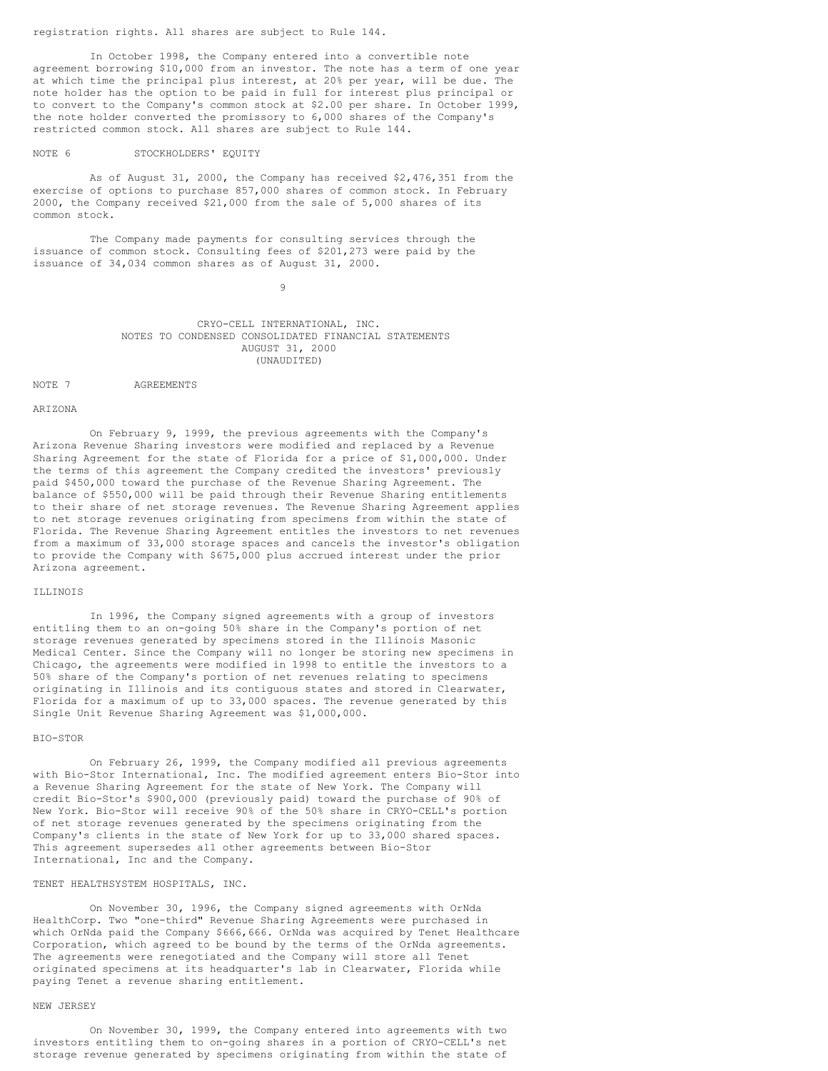registration rights. All shares are subject to Rule 144.

In October 1998, the Company entered into a convertible note agreement borrowing $10,000 from an investor. The note has a term of one year at which time the principal plus interest, at 20% per year, will be due. The note holder has the option to be paid in full for interest plus principal or to convert to the Company's common stock at $2.00 per share. In October 1999, the note holder converted the promissory to 6,000 shares of the Company's restricted common stock. All shares are subject to Rule 144.

NOTE 6 STOCKHOLDERS' EQUITY

As of August 31, 2000, the Company has received $2,476,351 from the exercise of options to purchase 857,000 shares of common stock. In February 2000, the Company received $21,000 from the sale of 5,000 shares of its common stock.

The Company made payments for consulting services through the issuance of common stock. Consulting fees of $201,273 were paid by the issuance of 34,034 common shares as of August 31, 2000.

CRYO-CELL INTERNATIONAL, INC.
NOTES TO CONDENSED CONSOLIDATED FINANCIAL STATEMENTS
AUGUST 31, 2000
(UNAUDITED)

NOTE 7 AGREEMENTS

ARIZONA

On February 9, 1999, the previous agreements with the Company's Arizona Revenue Sharing investors were modified and replaced by a Revenue Sharing Agreement for the state of Florida for a price of $1,000,000. Under the terms of this agreement the Company credited the investors' previously paid $450,000 toward the purchase of the Revenue Sharing Agreement. The balance of $550,000 will be paid through their Revenue Sharing entitlements to their share of net storage revenues. The Revenue Sharing Agreement applies to net storage revenues originating from specimens from within the state of Florida. The Revenue Sharing Agreement entitles the investors to net revenues from a maximum of 33,000 storage spaces and cancels the investor's obligation to provide the Company with $675,000 plus accrued interest under the prior Arizona agreement.

ILLINOIS

In 1996, the Company signed agreements with a group of investors entitling them to an on-going 50% share in the Company's portion of net storage revenues generated by specimens stored in the Illinois Masonic Medical Center. Since the Company will no longer be storing new specimens in Chicago, the agreements were modified in 1998 to entitle the investors to a 50% share of the Company's portion of net revenues relating to specimens originating in Illinois and its contiguous states and stored in Clearwater, Florida for a maximum of up to 33,000 spaces. The revenue generated by this Single Unit Revenue Sharing Agreement was $1,000,000.

BIO-STOR

On February 26, 1999, the Company modified all previous agreements with Bio-Stor International, Inc. The modified agreement enters Bio-Stor into a Revenue Sharing Agreement for the state of New York. The Company will credit Bio-Stor's $900,000 (previously paid) toward the purchase of 90% of New York. Bio-Stor will receive 90% of the 50% share in CRYO-CELL's portion of net storage revenues generated by the specimens originating from the Company's clients in the state of New York for up to 33,000 shared spaces. This agreement supersedes all other agreements between Bio-Stor International, Inc and the Company.

TENET HEALTHSYSTEM HOSPITALS, INC.

On November 30, 1996, the Company signed agreements with OrNda HealthCorp. Two "one-third" Revenue Sharing Agreements were purchased in which OrNda paid the Company $666,666. OrNda was acquired by Tenet Healthcare Corporation, which agreed to be bound by the terms of the OrNda agreements. The agreements were renegotiated and the Company will store all Tenet originated specimens at its headquarter's lab in Clearwater, Florida while paying Tenet a revenue sharing entitlement.

NEW JERSEY

On November 30, 1999, the Company entered into agreements with two investors entitling them to on-going shares in a portion of CRYO-CELL's net storage revenue generated by specimens originating from within the state of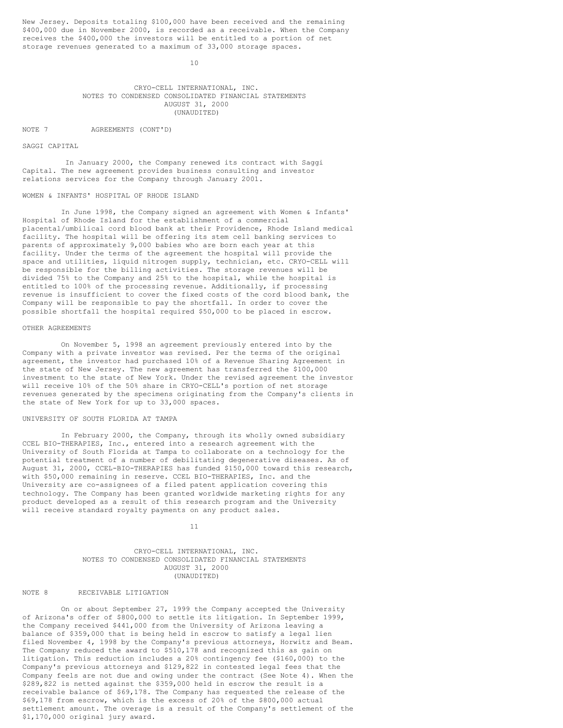New Jersey. Deposits totaling $100,000 have been received and the remaining $400,000 due in November 2000, is recorded as a receivable. When the Company receives the $400,000 the investors will be entitled to a portion of net storage revenues generated to a maximum of 33,000 storage spaces.

CRYO-CELL INTERNATIONAL, INC.
NOTES TO CONDENSED CONSOLIDATED FINANCIAL STATEMENTS
AUGUST 31, 2000
(UNAUDITED)

NOTE 7 AGREEMENTS (CONT'D)

SAGGI CAPITAL

In January 2000, the Company renewed its contract with Saggi Capital. The new agreement provides business consulting and investor relations services for the Company through January 2001.

WOMEN & INFANTS' HOSPITAL OF RHODE ISLAND

In June 1998, the Company signed an agreement with Women & Infants' Hospital of Rhode Island for the establishment of a commercial placental/umbilical cord blood bank at their Providence, Rhode Island medical facility. The hospital will be offering its stem cell banking services to parents of approximately 9,000 babies who are born each year at this facility. Under the terms of the agreement the hospital will provide the space and utilities, liquid nitrogen supply, technician, etc. CRYO-CELL will be responsible for the billing activities. The storage revenues will be divided 75% to the Company and 25% to the hospital, while the hospital is entitled to 100% of the processing revenue. Additionally, if processing revenue is insufficient to cover the fixed costs of the cord blood bank, the Company will be responsible to pay the shortfall. In order to cover the possible shortfall the hospital required $50,000 to be placed in escrow.

OTHER AGREEMENTS

On November 5, 1998 an agreement previously entered into by the Company with a private investor was revised. Per the terms of the original agreement, the investor had purchased 10% of a Revenue Sharing Agreement in the state of New Jersey. The new agreement has transferred the $100,000 investment to the state of New York. Under the revised agreement the investor will receive 10% of the 50% share in CRYO-CELL's portion of net storage revenues generated by the specimens originating from the Company's clients in the state of New York for up to 33,000 spaces.

UNIVERSITY OF SOUTH FLORIDA AT TAMPA

In February 2000, the Company, through its wholly owned subsidiary CCEL BIO-THERAPIES, Inc., entered into a research agreement with the University of South Florida at Tampa to collaborate on a technology for the potential treatment of a number of debilitating degenerative diseases. As of August 31, 2000, CCEL-BIO-THERAPIES has funded $150,000 toward this research, with $50,000 remaining in reserve. CCEL BIO-THERAPIES, Inc. and the University are co-assignees of a filed patent application covering this technology. The Company has been granted worldwide marketing rights for any product developed as a result of this research program and the University will receive standard royalty payments on any product sales.

CRYO-CELL INTERNATIONAL, INC.
NOTES TO CONDENSED CONSOLIDATED FINANCIAL STATEMENTS
AUGUST 31, 2000
(UNAUDITED)

NOTE 8 RECEIVABLE LITIGATION

On or about September 27, 1999 the Company accepted the University of Arizona's offer of $800,000 to settle its litigation. In September 1999, the Company received $441,000 from the University of Arizona leaving a balance of $359,000 that is being held in escrow to satisfy a legal lien filed November 4, 1998 by the Company's previous attorneys, Horwitz and Beam. The Company reduced the award to $510,178 and recognized this as gain on litigation. This reduction includes a 20% contingency fee ($160,000) to the Company's previous attorneys and $129,822 in contested legal fees that the Company feels are not due and owing under the contract (See Note 4). When the $289,822 is netted against the $359,000 held in escrow the result is a receivable balance of $69,178. The Company has requested the release of the $69,178 from escrow, which is the excess of 20% of the $800,000 actual settlement amount. The overage is a result of the Company's settlement of the $1,170,000 original jury award.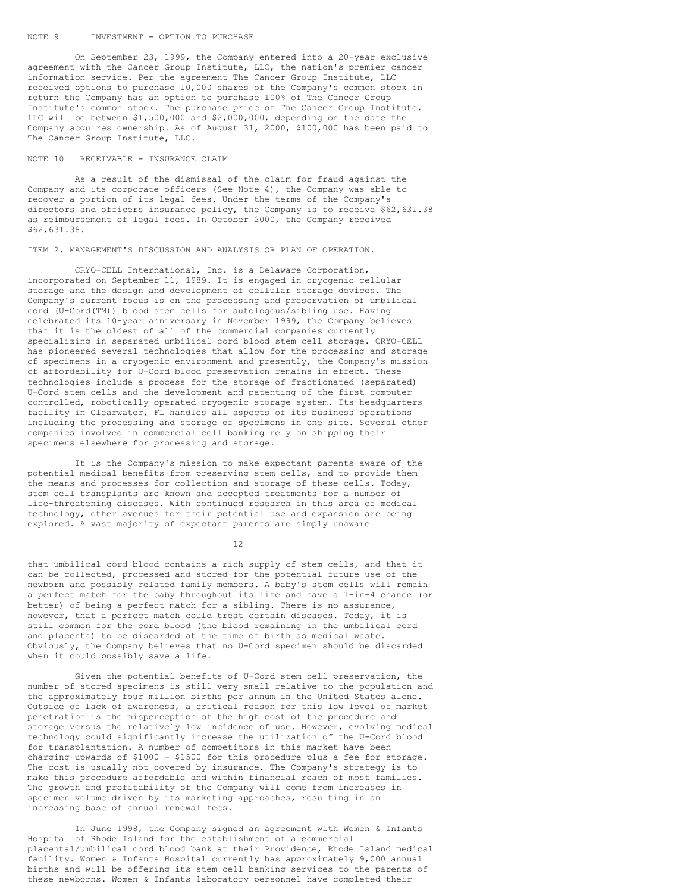## NOTE 9 INVESTMENT - OPTION TO PURCHASE

On September 23, 1999, the Company entered into a 20-year exclusive agreement with the Cancer Group Institute, LLC, the nation's premier cancer information service. Per the agreement The Cancer Group Institute, LLC received options to purchase 10,000 shares of the Company's common stock in return the Company has an option to purchase 100% of The Cancer Group Institute's common stock. The purchase price of The Cancer Group Institute, LLC will be between $1,500,000 and $2,000,000, depending on the date the Company acquires ownership. As of August 31, 2000, $100,000 has been paid to The Cancer Group Institute, LLC.

## NOTE 10 RECEIVABLE - INSURANCE CLAIM

As a result of the dismissal of the claim for fraud against the Company and its corporate officers (See Note 4), the Company was able to recover a portion of its legal fees. Under the terms of the Company's directors and officers insurance policy, the Company is to receive $62,631.38 as reimbursement of legal fees. In October 2000, the Company received $62,631.38.

## ITEM 2. MANAGEMENT'S DISCUSSION AND ANALYSIS OR PLAN OF OPERATION.

CRYO-CELL International, Inc. is a Delaware Corporation, incorporated on September 11, 1989. It is engaged in cryogenic cellular storage and the design and development of cellular storage devices. The Company's current focus is on the processing and preservation of umbilical cord (U-Cord(TM)) blood stem cells for autologous/sibling use. Having celebrated its 10-year anniversary in November 1999, the Company believes that it is the oldest of all of the commercial companies currently specializing in separated umbilical cord blood stem cell storage. CRYO-CELL has pioneered several technologies that allow for the processing and storage of specimens in a cryogenic environment and presently, the Company's mission of affordability for U-Cord blood preservation remains in effect. These technologies include a process for the storage of fractionated (separated) U-Cord stem cells and the development and patenting of the first computer controlled, robotically operated cryogenic storage system. Its headquarters facility in Clearwater, FL handles all aspects of its business operations including the processing and storage of specimens in one site. Several other companies involved in commercial cell banking rely on shipping their specimens elsewhere for processing and storage.

It is the Company's mission to make expectant parents aware of the potential medical benefits from preserving stem cells, and to provide them the means and processes for collection and storage of these cells. Today, stem cell transplants are known and accepted treatments for a number of life-threatening diseases. With continued research in this area of medical technology, other avenues for their potential use and expansion are being explored. A vast majority of expectant parents are simply unaware that umbilical cord blood contains a rich supply of stem cells, and that it can be collected, processed and stored for the potential future use of the newborn and possibly related family members. A baby's stem cells will remain a perfect match for the baby throughout its life and have a 1-in-4 chance (or better) of being a perfect match for a sibling. There is no assurance, however, that a perfect match could treat certain diseases. Today, it is still common for the cord blood (the blood remaining in the umbilical cord and placenta) to be discarded at the time of birth as medical waste. Obviously, the Company believes that no U-Cord specimen should be discarded when it could possibly save a life.

Given the potential benefits of U-Cord stem cell preservation, the number of stored specimens is still very small relative to the population and the approximately four million births per annum in the United States alone. Outside of lack of awareness, a critical reason for this low level of market penetration is the misperception of the high cost of the procedure and storage versus the relatively low incidence of use. However, evolving medical technology could significantly increase the utilization of the U-Cord blood for transplantation. A number of competitors in this market have been charging upwards of $1000 - $1500 for this procedure plus a fee for storage. The cost is usually not covered by insurance. The Company's strategy is to make this procedure affordable and within financial reach of most families. The growth and profitability of the Company will come from increases in specimen volume driven by its marketing approaches, resulting in an increasing base of annual renewal fees.

In June 1998, the Company signed an agreement with Women & Infants Hospital of Rhode Island for the establishment of a commercial placental/umbilical cord blood bank at their Providence, Rhode Island medical facility. Women & Infants Hospital currently has approximately 9,000 annual births and will be offering its stem cell banking services to the parents of these newborns. Women & Infants laboratory personnel have completed their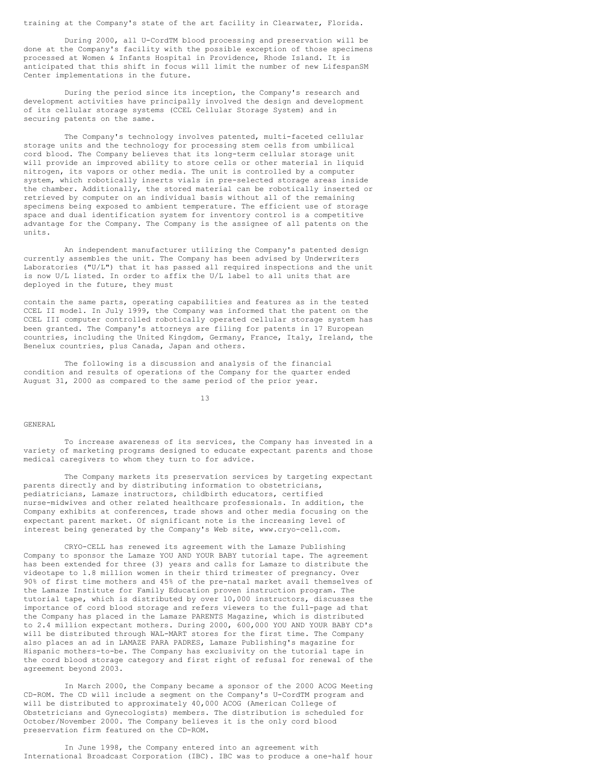training at the Company's state of the art facility in Clearwater, Florida.

During 2000, all U-CordTM blood processing and preservation will be done at the Company's facility with the possible exception of those specimens processed at Women & Infants Hospital in Providence, Rhode Island. It is anticipated that this shift in focus will limit the number of new LifespanSM Center implementations in the future.

During the period since its inception, the Company's research and development activities have principally involved the design and development of its cellular storage systems (CCEL Cellular Storage System) and in securing patents on the same.

The Company's technology involves patented, multi-faceted cellular storage units and the technology for processing stem cells from umbilical cord blood. The Company believes that its long-term cellular storage unit will provide an improved ability to store cells or other material in liquid nitrogen, its vapors or other media. The unit is controlled by a computer system, which robotically inserts vials in pre-selected storage areas inside the chamber. Additionally, the stored material can be robotically inserted or retrieved by computer on an individual basis without all of the remaining specimens being exposed to ambient temperature. The efficient use of storage space and dual identification system for inventory control is a competitive advantage for the Company. The Company is the assignee of all patents on the units.

An independent manufacturer utilizing the Company's patented design currently assembles the unit. The Company has been advised by Underwriters Laboratories ("U/L") that it has passed all required inspections and the unit is now U/L listed. In order to affix the U/L label to all units that are deployed in the future, they must contain the same parts, operating capabilities and features as in the tested CCEL II model. In July 1999, the Company was informed that the patent on the CCEL III computer controlled robotically operated cellular storage system has been granted. The Company's attorneys are filing for patents in 17 European countries, including the United Kingdom, Germany, France, Italy, Ireland, the Benelux countries, plus Canada, Japan and others.

The following is a discussion and analysis of the financial condition and results of operations of the Company for the quarter ended August 31, 2000 as compared to the same period of the prior year.

## GENERAL

To increase awareness of its services, the Company has invested in a variety of marketing programs designed to educate expectant parents and those medical caregivers to whom they turn to for advice.

The Company markets its preservation services by targeting expectant parents directly and by distributing information to obstetricians, pediatricians, Lamaze instructors, childbirth educators, certified nurse-midwives and other related healthcare professionals. In addition, the Company exhibits at conferences, trade shows and other media focusing on the expectant parent market. Of significant note is the increasing level of interest being generated by the Company's Web site, www.cryo-cell.com.

CRYO-CELL has renewed its agreement with the Lamaze Publishing Company to sponsor the Lamaze YOU AND YOUR BABY tutorial tape. The agreement has been extended for three (3) years and calls for Lamaze to distribute the videotape to 1.8 million women in their third trimester of pregnancy. Over 90% of first time mothers and 45% of the pre-natal market avail themselves of the Lamaze Institute for Family Education proven instruction program. The tutorial tape, which is distributed by over 10,000 instructors, discusses the importance of cord blood storage and refers viewers to the full-page ad that the Company has placed in the Lamaze PARENTS Magazine, which is distributed to 2.4 million expectant mothers. During 2000, 600,000 YOU AND YOUR BABY CD's will be distributed through WAL-MART stores for the first time. The Company also places an ad in LAMAZE PARA PADRES, Lamaze Publishing's magazine for Hispanic mothers-to-be. The Company has exclusivity on the tutorial tape in the cord blood storage category and first right of refusal for renewal of the agreement beyond 2003.

In March 2000, the Company became a sponsor of the 2000 ACOG Meeting CD-ROM. The CD will include a segment on the Company's U-CordTM program and will be distributed to approximately 40,000 ACOG (American College of Obstetricians and Gynecologists) members. The distribution is scheduled for October/November 2000. The Company believes it is the only cord blood preservation firm featured on the CD-ROM.

In June 1998, the Company entered into an agreement with International Broadcast Corporation (IBC). IBC was to produce a one-half hour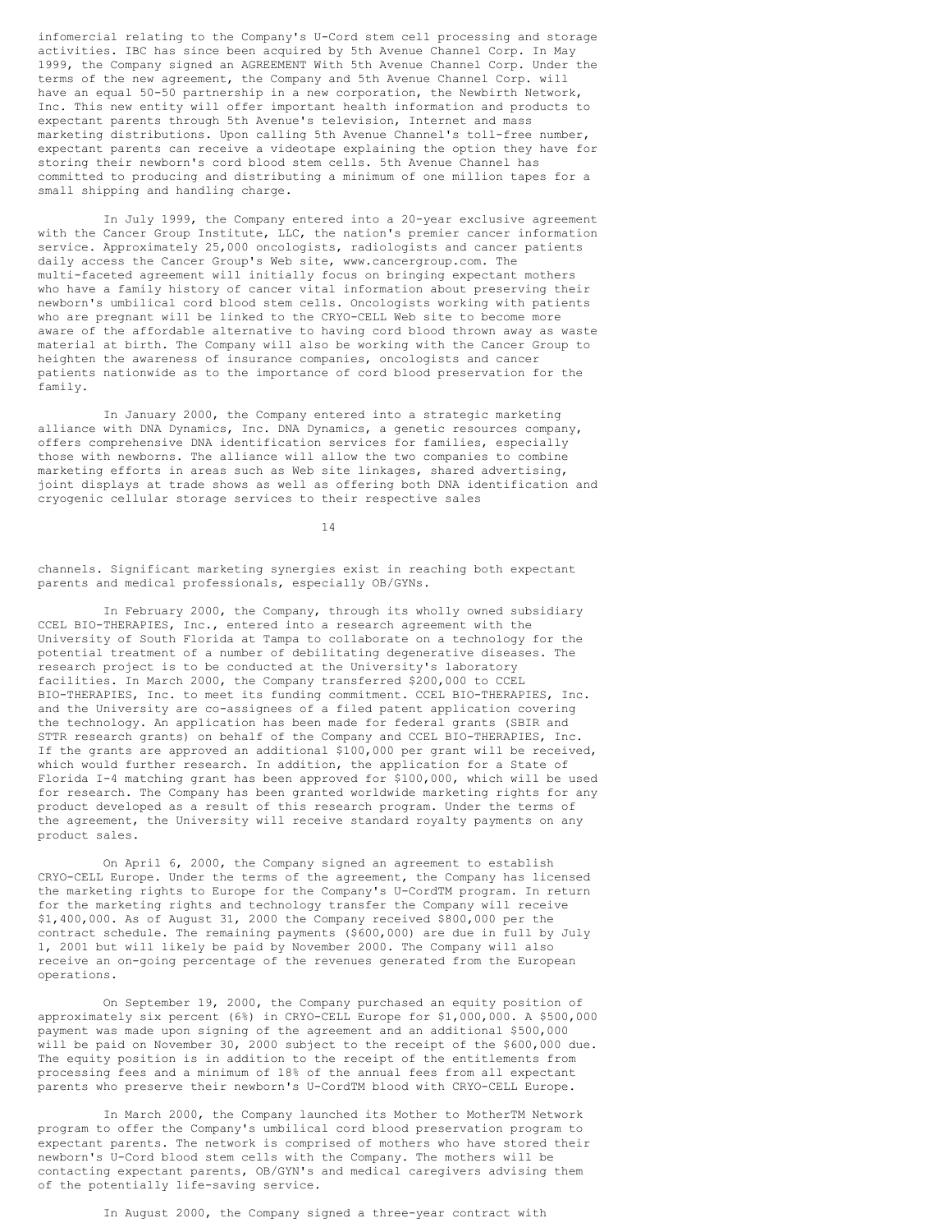infomercial relating to the Company's U-Cord stem cell processing and storage activities. IBC has since been acquired by 5th Avenue Channel Corp. In May 1999, the Company signed an AGREEMENT With 5th Avenue Channel Corp. Under the terms of the new agreement, the Company and 5th Avenue Channel Corp. will have an equal 50-50 partnership in a new corporation, the Newbirth Network, Inc. This new entity will offer important health information and products to expectant parents through 5th Avenue's television, Internet and mass marketing distributions. Upon calling 5th Avenue Channel's toll-free number, expectant parents can receive a videotape explaining the option they have for storing their newborn's cord blood stem cells. 5th Avenue Channel has committed to producing and distributing a minimum of one million tapes for a small shipping and handling charge.

In July 1999, the Company entered into a 20-year exclusive agreement with the Cancer Group Institute, LLC, the nation's premier cancer information service. Approximately 25,000 oncologists, radiologists and cancer patients daily access the Cancer Group's Web site, www.cancergroup.com. The multi-faceted agreement will initially focus on bringing expectant mothers who have a family history of cancer vital information about preserving their newborn's umbilical cord blood stem cells. Oncologists working with patients who are pregnant will be linked to the CRYO-CELL Web site to become more aware of the affordable alternative to having cord blood thrown away as waste material at birth. The Company will also be working with the Cancer Group to heighten the awareness of insurance companies, oncologists and cancer patients nationwide as to the importance of cord blood preservation for the family.

In January 2000, the Company entered into a strategic marketing alliance with DNA Dynamics, Inc. DNA Dynamics, a genetic resources company, offers comprehensive DNA identification services for families, especially those with newborns. The alliance will allow the two companies to combine marketing efforts in areas such as Web site linkages, shared advertising, joint displays at trade shows as well as offering both DNA identification and cryogenic cellular storage services to their respective sales channels. Significant marketing synergies exist in reaching both expectant parents and medical professionals, especially OB/GYNs.

In February 2000, the Company, through its wholly owned subsidiary CCEL BIO-THERAPIES, Inc., entered into a research agreement with the University of South Florida at Tampa to collaborate on a technology for the potential treatment of a number of debilitating degenerative diseases. The research project is to be conducted at the University's laboratory facilities. In March 2000, the Company transferred $200,000 to CCEL BIO-THERAPIES, Inc. to meet its funding commitment. CCEL BIO-THERAPIES, Inc. and the University are co-assignees of a filed patent application covering the technology. An application has been made for federal grants (SBIR and STTR research grants) on behalf of the Company and CCEL BIO-THERAPIES, Inc. If the grants are approved an additional $100,000 per grant will be received, which would further research. In addition, the application for a State of Florida I-4 matching grant has been approved for $100,000, which will be used for research. The Company has been granted worldwide marketing rights for any product developed as a result of this research program. Under the terms of the agreement, the University will receive standard royalty payments on any product sales.

On April 6, 2000, the Company signed an agreement to establish CRYO-CELL Europe. Under the terms of the agreement, the Company has licensed the marketing rights to Europe for the Company's U-CordTM program. In return for the marketing rights and technology transfer the Company will receive $1,400,000. As of August 31, 2000 the Company received $800,000 per the contract schedule. The remaining payments ($600,000) are due in full by July 1, 2001 but will likely be paid by November 2000. The Company will also receive an on-going percentage of the revenues generated from the European operations.

On September 19, 2000, the Company purchased an equity position of approximately six percent (6%) in CRYO-CELL Europe for $1,000,000. A $500,000 payment was made upon signing of the agreement and an additional $500,000 will be paid on November 30, 2000 subject to the receipt of the $600,000 due. The equity position is in addition to the receipt of the entitlements from processing fees and a minimum of 18% of the annual fees from all expectant parents who preserve their newborn's U-CordTM blood with CRYO-CELL Europe.

In March 2000, the Company launched its Mother to MotherTM Network program to offer the Company's umbilical cord blood preservation program to expectant parents. The network is comprised of mothers who have stored their newborn's U-Cord blood stem cells with the Company. The mothers will be contacting expectant parents, OB/GYN's and medical caregivers advising them of the potentially life-saving service.

In August 2000, the Company signed a three-year contract with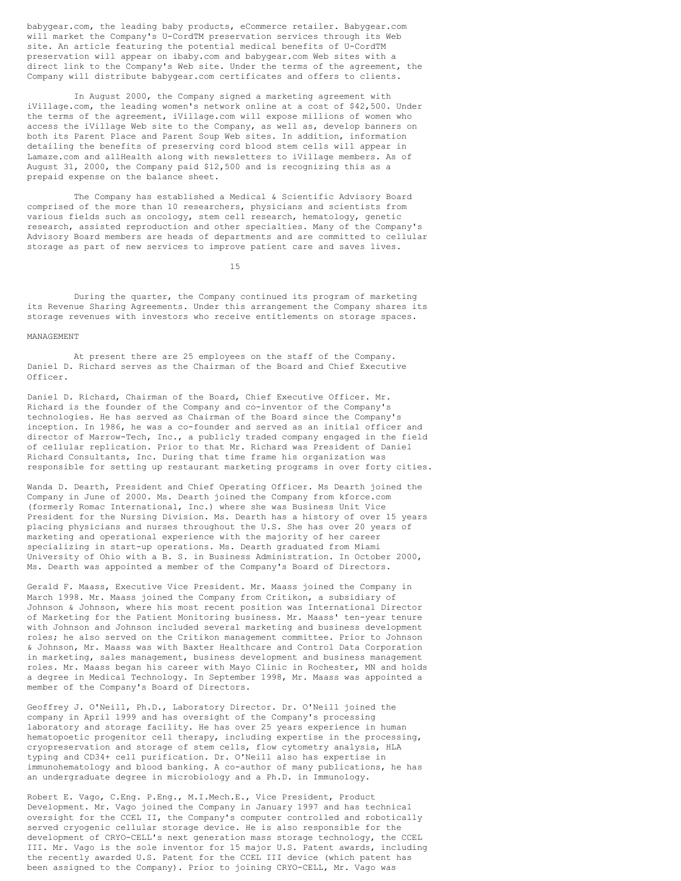babygear.com, the leading baby products, eCommerce retailer. Babygear.com will market the Company's U-CordTM preservation services through its Web site. An article featuring the potential medical benefits of U-CordTM preservation will appear on ibaby.com and babygear.com Web sites with a direct link to the Company's Web site. Under the terms of the agreement, the Company will distribute babygear.com certificates and offers to clients.

In August 2000, the Company signed a marketing agreement with iVillage.com, the leading women's network online at a cost of $42,500. Under the terms of the agreement, iVillage.com will expose millions of women who access the iVillage Web site to the Company, as well as, develop banners on both its Parent Place and Parent Soup Web sites. In addition, information detailing the benefits of preserving cord blood stem cells will appear in Lamaze.com and allHealth along with newsletters to iVillage members. As of August 31, 2000, the Company paid $12,500 and is recognizing this as a prepaid expense on the balance sheet.

The Company has established a Medical & Scientific Advisory Board comprised of the more than 10 researchers, physicians and scientists from various fields such as oncology, stem cell research, hematology, genetic research, assisted reproduction and other specialties. Many of the Company's Advisory Board members are heads of departments and are committed to cellular storage as part of new services to improve patient care and saves lives.

During the quarter, the Company continued its program of marketing its Revenue Sharing Agreements. Under this arrangement the Company shares its storage revenues with investors who receive entitlements on storage spaces.

## MANAGEMENT

At present there are 25 employees on the staff of the Company. Daniel D. Richard serves as the Chairman of the Board and Chief Executive Officer.

Daniel D. Richard, Chairman of the Board, Chief Executive Officer. Mr. Richard is the founder of the Company and co-inventor of the Company's technologies. He has served as Chairman of the Board since the Company's inception. In 1986, he was a co-founder and served as an initial officer and director of Marrow-Tech, Inc., a publicly traded company engaged in the field of cellular replication. Prior to that Mr. Richard was President of Daniel Richard Consultants, Inc. During that time frame his organization was responsible for setting up restaurant marketing programs in over forty cities.

Wanda D. Dearth, President and Chief Operating Officer. Ms Dearth joined the Company in June of 2000. Ms. Dearth joined the Company from kforce.com (formerly Romac International, Inc.) where she was Business Unit Vice President for the Nursing Division. Ms. Dearth has a history of over 15 years placing physicians and nurses throughout the U.S. She has over 20 years of marketing and operational experience with the majority of her career specializing in start-up operations. Ms. Dearth graduated from Miami University of Ohio with a B. S. in Business Administration. In October 2000, Ms. Dearth was appointed a member of the Company's Board of Directors.

Gerald F. Maass, Executive Vice President. Mr. Maass joined the Company in March 1998. Mr. Maass joined the Company from Critikon, a subsidiary of Johnson & Johnson, where his most recent position was International Director of Marketing for the Patient Monitoring business. Mr. Maass' ten-year tenure with Johnson and Johnson included several marketing and business development roles; he also served on the Critikon management committee. Prior to Johnson & Johnson, Mr. Maass was with Baxter Healthcare and Control Data Corporation in marketing, sales management, business development and business management roles. Mr. Maass began his career with Mayo Clinic in Rochester, MN and holds a degree in Medical Technology. In September 1998, Mr. Maass was appointed a member of the Company's Board of Directors.

Geoffrey J. O'Neill, Ph.D., Laboratory Director. Dr. O'Neill joined the company in April 1999 and has oversight of the Company's processing laboratory and storage facility. He has over 25 years experience in human hematopoetic progenitor cell therapy, including expertise in the processing, cryopreservation and storage of stem cells, flow cytometry analysis, HLA typing and CD34+ cell purification. Dr. O'Neill also has expertise in immunohematology and blood banking. A co-author of many publications, he has an undergraduate degree in microbiology and a Ph.D. in Immunology.

Robert E. Vago, C.Eng. P.Eng., M.I.Mech.E., Vice President, Product Development. Mr. Vago joined the Company in January 1997 and has technical oversight for the CCEL II, the Company's computer controlled and robotically served cryogenic cellular storage device. He is also responsible for the development of CRYO-CELL's next generation mass storage technology, the CCEL III. Mr. Vago is the sole inventor for 15 major U.S. Patent awards, including the recently awarded U.S. Patent for the CCEL III device (which patent has been assigned to the Company). Prior to joining CRYO-CELL, Mr. Vago was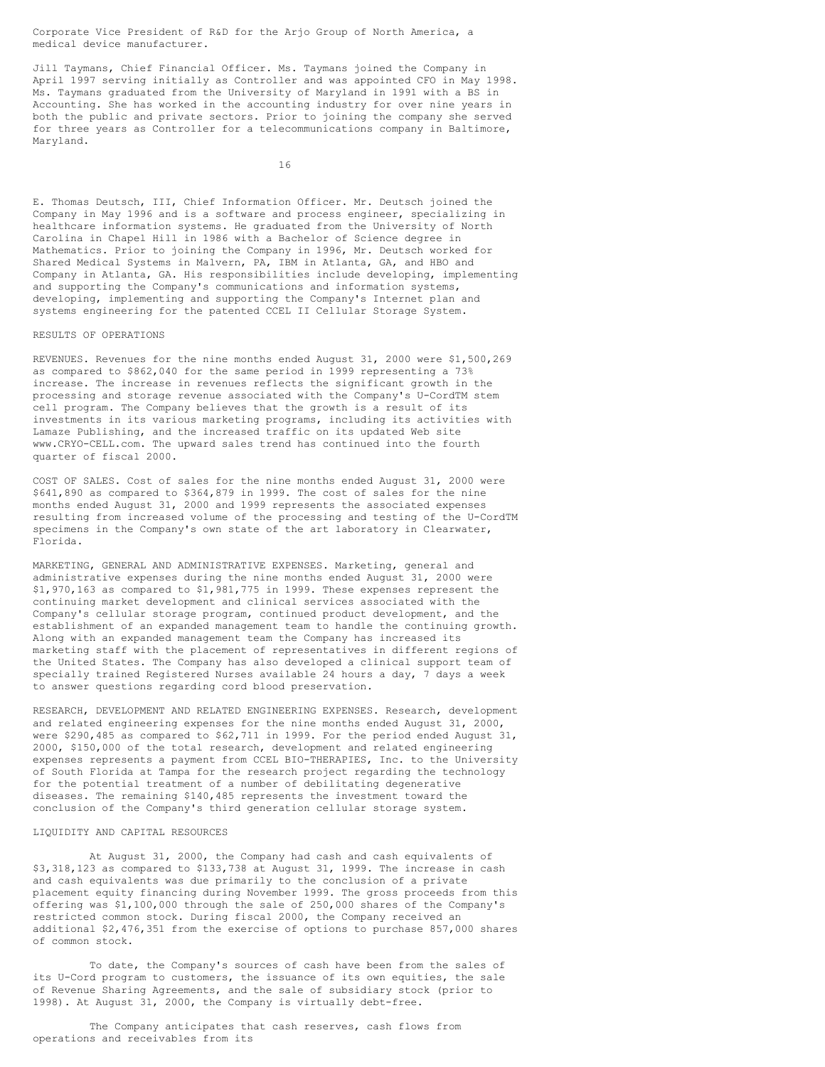Corporate Vice President of R&D for the Arjo Group of North America, a medical device manufacturer.

Jill Taymans, Chief Financial Officer. Ms. Taymans joined the Company in April 1997 serving initially as Controller and was appointed CFO in May 1998. Ms. Taymans graduated from the University of Maryland in 1991 with a BS in Accounting. She has worked in the accounting industry for over nine years in both the public and private sectors. Prior to joining the company she served for three years as Controller for a telecommunications company in Baltimore, Maryland.

E. Thomas Deutsch, III, Chief Information Officer. Mr. Deutsch joined the Company in May 1996 and is a software and process engineer, specializing in healthcare information systems. He graduated from the University of North Carolina in Chapel Hill in 1986 with a Bachelor of Science degree in Mathematics. Prior to joining the Company in 1996, Mr. Deutsch worked for Shared Medical Systems in Malvern, PA, IBM in Atlanta, GA, and HBO and Company in Atlanta, GA. His responsibilities include developing, implementing and supporting the Company's communications and information systems, developing, implementing and supporting the Company's Internet plan and systems engineering for the patented CCEL II Cellular Storage System.

## RESULTS OF OPERATIONS

REVENUES. Revenues for the nine months ended August 31, 2000 were $1,500,269 as compared to $862,040 for the same period in 1999 representing a 73% increase. The increase in revenues reflects the significant growth in the processing and storage revenue associated with the Company's U-CordTM stem cell program. The Company believes that the growth is a result of its investments in its various marketing programs, including its activities with Lamaze Publishing, and the increased traffic on its updated Web site www.CRYO-CELL.com. The upward sales trend has continued into the fourth quarter of fiscal 2000.

COST OF SALES. Cost of sales for the nine months ended August 31, 2000 were $641,890 as compared to $364,879 in 1999. The cost of sales for the nine months ended August 31, 2000 and 1999 represents the associated expenses resulting from increased volume of the processing and testing of the U-CordTM specimens in the Company's own state of the art laboratory in Clearwater, Florida.

MARKETING, GENERAL AND ADMINISTRATIVE EXPENSES. Marketing, general and administrative expenses during the nine months ended August 31, 2000 were $1,970,163 as compared to $1,981,775 in 1999. These expenses represent the continuing market development and clinical services associated with the Company's cellular storage program, continued product development, and the establishment of an expanded management team to handle the continuing growth. Along with an expanded management team the Company has increased its marketing staff with the placement of representatives in different regions of the United States. The Company has also developed a clinical support team of specially trained Registered Nurses available 24 hours a day, 7 days a week to answer questions regarding cord blood preservation.

RESEARCH, DEVELOPMENT AND RELATED ENGINEERING EXPENSES. Research, development and related engineering expenses for the nine months ended August 31, 2000, were $290,485 as compared to $62,711 in 1999. For the period ended August 31, 2000, $150,000 of the total research, development and related engineering expenses represents a payment from CCEL BIO-THERAPIES, Inc. to the University of South Florida at Tampa for the research project regarding the technology for the potential treatment of a number of debilitating degenerative diseases. The remaining $140,485 represents the investment toward the conclusion of the Company's third generation cellular storage system.

## LIQUIDITY AND CAPITAL RESOURCES

At August 31, 2000, the Company had cash and cash equivalents of $3,318,123 as compared to $133,738 at August 31, 1999. The increase in cash and cash equivalents was due primarily to the conclusion of a private placement equity financing during November 1999. The gross proceeds from this offering was $1,100,000 through the sale of 250,000 shares of the Company's restricted common stock. During fiscal 2000, the Company received an additional $2,476,351 from the exercise of options to purchase 857,000 shares of common stock.

To date, the Company's sources of cash have been from the sales of its U-Cord program to customers, the issuance of its own equities, the sale of Revenue Sharing Agreements, and the sale of subsidiary stock (prior to 1998). At August 31, 2000, the Company is virtually debt-free.

The Company anticipates that cash reserves, cash flows from operations and receivables from its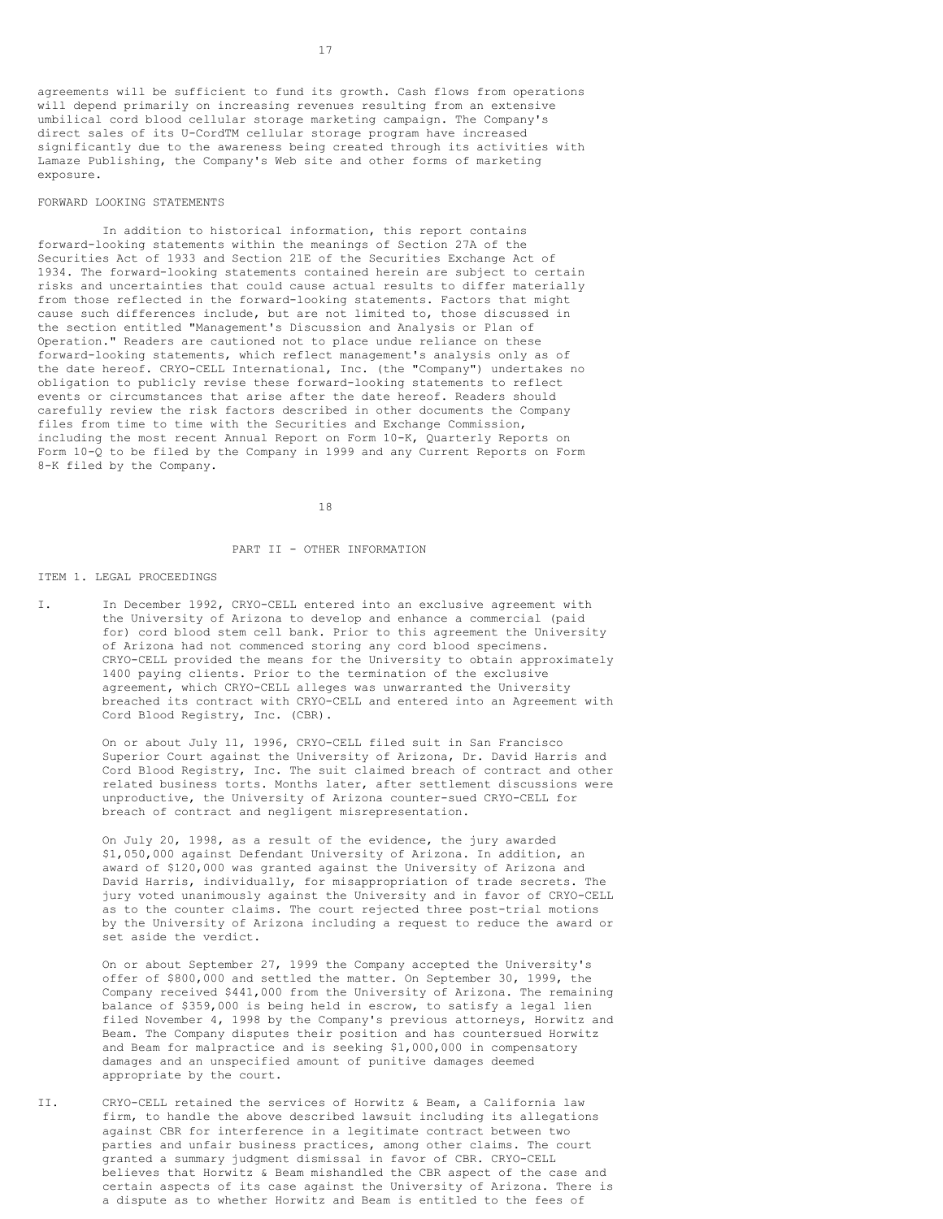agreements will be sufficient to fund its growth. Cash flows from operations will depend primarily on increasing revenues resulting from an extensive umbilical cord blood cellular storage marketing campaign. The Company's direct sales of its U-CordTM cellular storage program have increased significantly due to the awareness being created through its activities with Lamaze Publishing, the Company's Web site and other forms of marketing exposure.

FORWARD LOOKING STATEMENTS

In addition to historical information, this report contains forward-looking statements within the meanings of Section 27A of the Securities Act of 1933 and Section 21E of the Securities Exchange Act of 1934. The forward-looking statements contained herein are subject to certain risks and uncertainties that could cause actual results to differ materially from those reflected in the forward-looking statements. Factors that might cause such differences include, but are not limited to, those discussed in the section entitled "Management's Discussion and Analysis or Plan of Operation." Readers are cautioned not to place undue reliance on these forward-looking statements, which reflect management's analysis only as of the date hereof. CRYO-CELL International, Inc. (the "Company") undertakes no obligation to publicly revise these forward-looking statements to reflect events or circumstances that arise after the date hereof. Readers should carefully review the risk factors described in other documents the Company files from time to time with the Securities and Exchange Commission, including the most recent Annual Report on Form 10-K, Quarterly Reports on Form 10-Q to be filed by the Company in 1999 and any Current Reports on Form 8-K filed by the Company.

## PART II - OTHER INFORMATION

### ITEM 1. LEGAL PROCEEDINGS

I. In December 1992, CRYO-CELL entered into an exclusive agreement with the University of Arizona to develop and enhance a commercial (paid for) cord blood stem cell bank. Prior to this agreement the University of Arizona had not commenced storing any cord blood specimens. CRYO-CELL provided the means for the University to obtain approximately 1400 paying clients. Prior to the termination of the exclusive agreement, which CRYO-CELL alleges was unwarranted the University breached its contract with CRYO-CELL and entered into an Agreement with Cord Blood Registry, Inc. (CBR).

   On or about July 11, 1996, CRYO-CELL filed suit in San Francisco Superior Court against the University of Arizona, Dr. David Harris and Cord Blood Registry, Inc. The suit claimed breach of contract and other related business torts. Months later, after settlement discussions were unproductive, the University of Arizona counter-sued CRYO-CELL for breach of contract and negligent misrepresentation.

   On July 20, 1998, as a result of the evidence, the jury awarded $1,050,000 against Defendant University of Arizona. In addition, an award of $120,000 was granted against the University of Arizona and David Harris, individually, for misappropriation of trade secrets. The jury voted unanimously against the University and in favor of CRYO-CELL as to the counter claims. The court rejected three post-trial motions by the University of Arizona including a request to reduce the award or set aside the verdict.

   On or about September 27, 1999 the Company accepted the University's offer of $800,000 and settled the matter. On September 30, 1999, the Company received $441,000 from the University of Arizona. The remaining balance of $359,000 is being held in escrow, to satisfy a legal lien filed November 4, 1998 by the Company's previous attorneys, Horwitz and Beam. The Company disputes their position and has countersued Horwitz and Beam for malpractice and is seeking $1,000,000 in compensatory damages and an unspecified amount of punitive damages deemed appropriate by the court.

II. CRYO-CELL retained the services of Horwitz & Beam, a California law firm, to handle the above described lawsuit including its allegations against CBR for interference in a legitimate contract between two parties and unfair business practices, among other claims. The court granted a summary judgment dismissal in favor of CBR. CRYO-CELL believes that Horwitz & Beam mishandled the CBR aspect of the case and certain aspects of its case against the University of Arizona. There is a dispute as to whether Horwitz and Beam is entitled to the fees of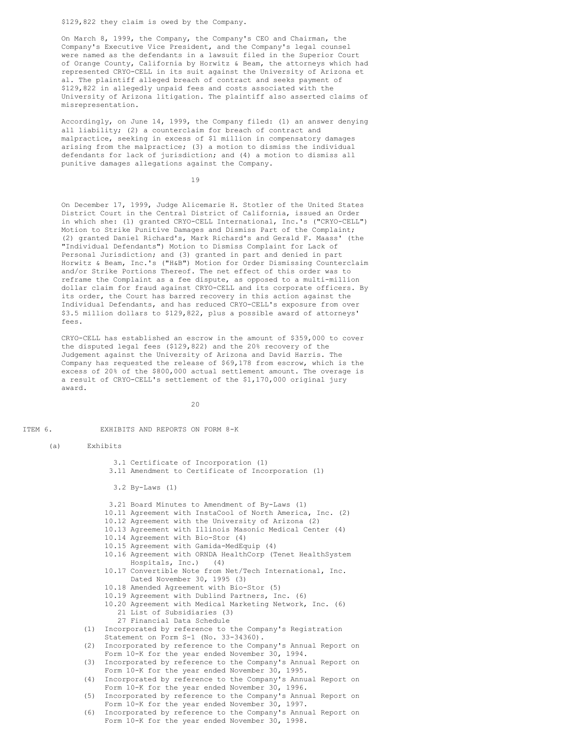$129,822 they claim is owed by the Company.

On March 8, 1999, the Company, the Company's CEO and Chairman, the Company's Executive Vice President, and the Company's legal counsel were named as the defendants in a lawsuit filed in the Superior Court of Orange County, California by Horwitz & Beam, the attorneys which had represented CRYO-CELL in its suit against the University of Arizona et al. The plaintiff alleged breach of contract and seeks payment of $129,822 in allegedly unpaid fees and costs associated with the University of Arizona litigation. The plaintiff also asserted claims of misrepresentation.

Accordingly, on June 14, 1999, the Company filed: (1) an answer denying all liability; (2) a counterclaim for breach of contract and malpractice, seeking in excess of $1 million in compensatory damages arising from the malpractice; (3) a motion to dismiss the individual defendants for lack of jurisdiction; and (4) a motion to dismiss all punitive damages allegations against the Company.

On December 17, 1999, Judge Alicemarie H. Stotler of the United States District Court in the Central District of California, issued an Order in which she: (1) granted CRYO-CELL International, Inc.'s ("CRYO-CELL") Motion to Strike Punitive Damages and Dismiss Part of the Complaint; (2) granted Daniel Richard's, Mark Richard's and Gerald F. Maass' (the "Individual Defendants") Motion to Dismiss Complaint for Lack of Personal Jurisdiction; and (3) granted in part and denied in part Horwitz & Beam, Inc.'s ("H&B") Motion for Order Dismissing Counterclaim and/or Strike Portions Thereof. The net effect of this order was to reframe the Complaint as a fee dispute, as opposed to a multi-million dollar claim for fraud against CRYO-CELL and its corporate officers. By its order, the Court has barred recovery in this action against the Individual Defendants, and has reduced CRYO-CELL's exposure from over $3.5 million dollars to $129,822, plus a possible award of attorneys' fees.

CRYO-CELL has established an escrow in the amount of $359,000 to cover the disputed legal fees ($129,822) and the 20% recovery of the Judgement against the University of Arizona and David Harris. The Company has requested the release of $69,178 from escrow, which is the excess of 20% of the $800,000 actual settlement amount. The overage is a result of CRYO-CELL's settlement of the $1,170,000 original jury award.

ITEM 6. EXHIBITS AND REPORTS ON FORM 8-K

(a) Exhibits

- 3.1 Certificate of Incorporation (1)
- 3.11 Amendment to Certificate of Incorporation (1)
- 3.2 By-Laws (1)
- 3.21 Board Minutes to Amendment of By-Laws (1)
- 10.11 Agreement with InstaCool of North America, Inc. (2)
- 10.12 Agreement with the University of Arizona (2)
- 10.13 Agreement with Illinois Masonic Medical Center (4)
- 10.14 Agreement with Bio-Stor (4)
- 10.15 Agreement with Gamida-MedEquip (4)
- 10.16 Agreement with ORNDA HealthCorp (Tenet HealthSystem Hospitals, Inc.) (4)
- 10.17 Convertible Note from Net/Tech International, Inc. Dated November 30, 1995 (3)
- 10.18 Amended Agreement with Bio-Stor (5)
- 10.19 Agreement with Dublind Partners, Inc. (6)
- 10.20 Agreement with Medical Marketing Network, Inc. (6)
- 21 List of Subsidiaries (3)
- 27 Financial Data Schedule

(1) Incorporated by reference to the Company's Registration Statement on Form S-1 (No. 33-34360).
(2) Incorporated by reference to the Company's Annual Report on Form 10-K for the year ended November 30, 1994.
(3) Incorporated by reference to the Company's Annual Report on Form 10-K for the year ended November 30, 1995.
(4) Incorporated by reference to the Company's Annual Report on Form 10-K for the year ended November 30, 1996.
(5) Incorporated by reference to the Company's Annual Report on Form 10-K for the year ended November 30, 1997.
(6) Incorporated by reference to the Company's Annual Report on Form 10-K for the year ended November 30, 1998.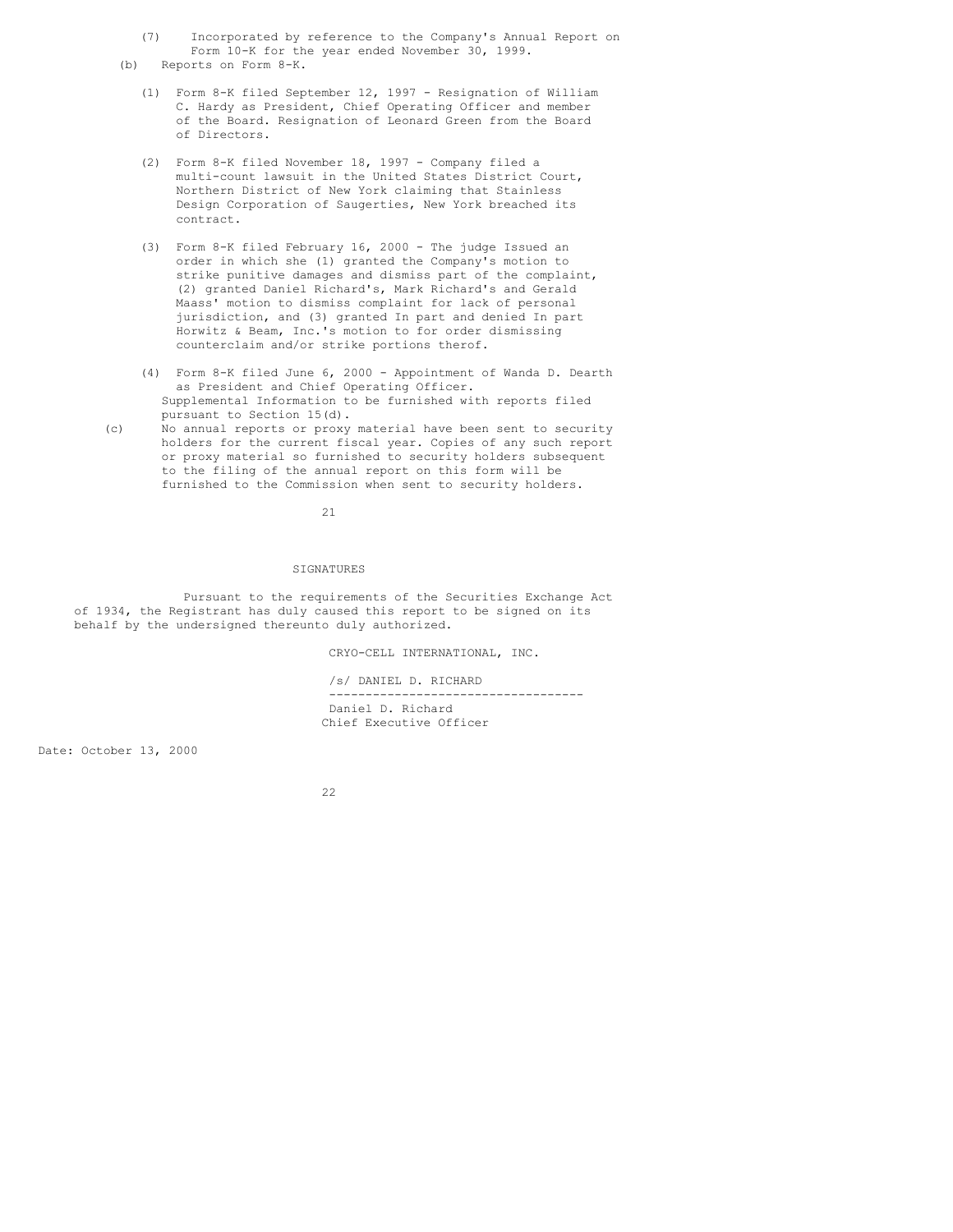(7) Incorporated by reference to the Company's Annual Report on Form 10-K for the year ended November 30, 1999.

(b) Reports on Form 8-K.

(1) Form 8-K filed September 12, 1997 - Resignation of William C. Hardy as President, Chief Operating Officer and member of the Board. Resignation of Leonard Green from the Board of Directors.

(2) Form 8-K filed November 18, 1997 - Company filed a multi-count lawsuit in the United States District Court, Northern District of New York claiming that Stainless Design Corporation of Saugerties, New York breached its contract.

(3) Form 8-K filed February 16, 2000 - The judge Issued an order in which she (1) granted the Company's motion to strike punitive damages and dismiss part of the complaint, (2) granted Daniel Richard's, Mark Richard's and Gerald Maass' motion to dismiss complaint for lack of personal jurisdiction, and (3) granted In part and denied In part Horwitz & Beam, Inc.'s motion to for order dismissing counterclaim and/or strike portions therof.

(4) Form 8-K filed June 6, 2000 - Appointment of Wanda D. Dearth as President and Chief Operating Officer.

Supplemental Information to be furnished with reports filed pursuant to Section 15(d).

(c) No annual reports or proxy material have been sent to security holders for the current fiscal year. Copies of any such report or proxy material so furnished to security holders subsequent to the filing of the annual report on this form will be furnished to the Commission when sent to security holders.

## SIGNATURES

Pursuant to the requirements of the Securities Exchange Act of 1934, the Registrant has duly caused this report to be signed on its behalf by the undersigned thereunto duly authorized.

CRYO-CELL INTERNATIONAL, INC.

/s/ DANIEL D. RICHARD

---

Daniel D. Richard
Chief Executive Officer

Date: October 13, 2000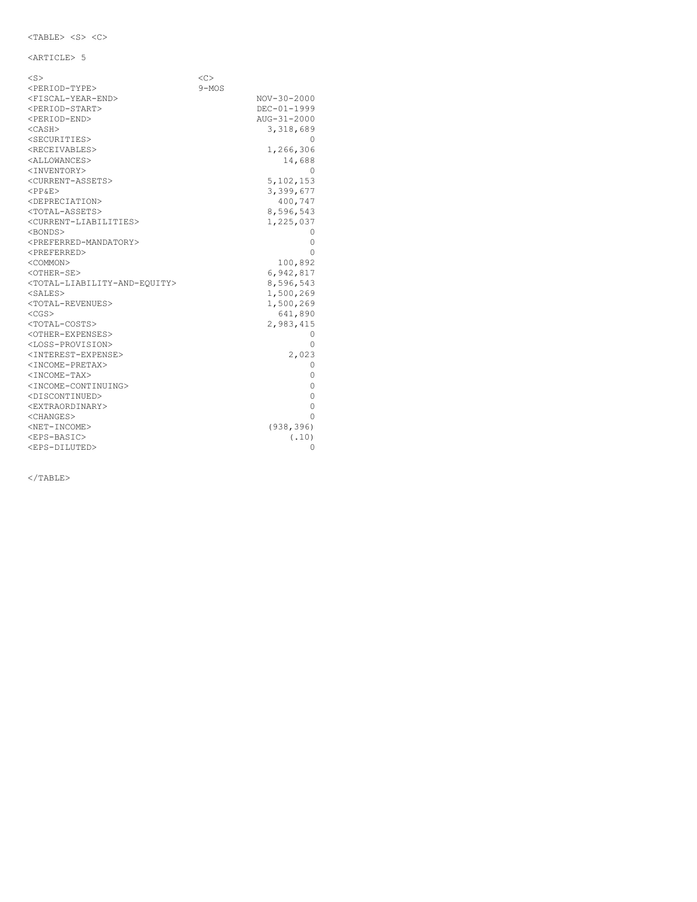<TABLE> <S> <C>

<ARTICLE> 5

| <S> | <C> |
|---|---|
| <PERIOD-TYPE> | 9-MOS |
| <FISCAL-YEAR-END> | NOV-30-2000 |
| <PERIOD-START> | DEC-01-1999 |
| <PERIOD-END> | AUG-31-2000 |
| <CASH> | 3,318,689 |
| <SECURITIES> | 0 |
| <RECEIVABLES> | 1,266,306 |
| <ALLOWANCES> | 14,688 |
| <INVENTORY> | 0 |
| <CURRENT-ASSETS> | 5,102,153 |
| <PP&E> | 3,399,677 |
| <DEPRECIATION> | 400,747 |
| <TOTAL-ASSETS> | 8,596,543 |
| <CURRENT-LIABILITIES> | 1,225,037 |
| <BONDS> | 0 |
| <PREFERRED-MANDATORY> | 0 |
| <PREFERRED> | 0 |
| <COMMON> | 100,892 |
| <OTHER-SE> | 6,942,817 |
| <TOTAL-LIABILITY-AND-EQUITY> | 8,596,543 |
| <SALES> | 1,500,269 |
| <TOTAL-REVENUES> | 1,500,269 |
| <CGS> | 641,890 |
| <TOTAL-COSTS> | 2,983,415 |
| <OTHER-EXPENSES> | 0 |
| <LOSS-PROVISION> | 0 |
| <INTEREST-EXPENSE> | 2,023 |
| <INCOME-PRETAX> | 0 |
| <INCOME-TAX> | 0 |
| <INCOME-CONTINUING> | 0 |
| <DISCONTINUED> | 0 |
| <EXTRAORDINARY> | 0 |
| <CHANGES> | 0 |
| <NET-INCOME> | (938,396) |
| <EPS-BASIC> | (.10) |
| <EPS-DILUTED> | 0 |

</TABLE>